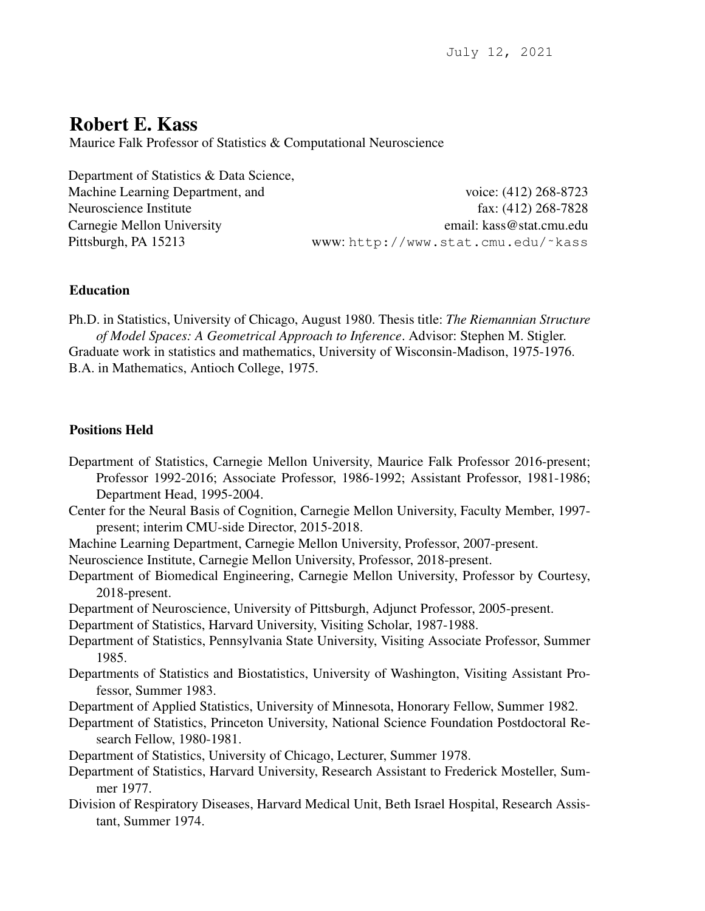July 12, 2021

# Robert E. Kass

Maurice Falk Professor of Statistics & Computational Neuroscience

Department of Statistics & Data Science,
Machine Learning Department, and
Neuroscience Institute
Carnegie Mellon University
Pittsburgh, PA 15213

voice: (412) 268-8723
fax: (412) 268-7828
email: kass@stat.cmu.edu
www: http://www.stat.cmu.edu/~kass

## Education

Ph.D. in Statistics, University of Chicago, August 1980. Thesis title: *The Riemannian Structure of Model Spaces: A Geometrical Approach to Inference*. Advisor: Stephen M. Stigler.
Graduate work in statistics and mathematics, University of Wisconsin-Madison, 1975-1976.
B.A. in Mathematics, Antioch College, 1975.

## Positions Held

Department of Statistics, Carnegie Mellon University, Maurice Falk Professor 2016-present; Professor 1992-2016; Associate Professor, 1986-1992; Assistant Professor, 1981-1986; Department Head, 1995-2004.

Center for the Neural Basis of Cognition, Carnegie Mellon University, Faculty Member, 1997-present; interim CMU-side Director, 2015-2018.

Machine Learning Department, Carnegie Mellon University, Professor, 2007-present.

Neuroscience Institute, Carnegie Mellon University, Professor, 2018-present.

Department of Biomedical Engineering, Carnegie Mellon University, Professor by Courtesy, 2018-present.

Department of Neuroscience, University of Pittsburgh, Adjunct Professor, 2005-present.

Department of Statistics, Harvard University, Visiting Scholar, 1987-1988.

Department of Statistics, Pennsylvania State University, Visiting Associate Professor, Summer 1985.

Departments of Statistics and Biostatistics, University of Washington, Visiting Assistant Professor, Summer 1983.

Department of Applied Statistics, University of Minnesota, Honorary Fellow, Summer 1982.

Department of Statistics, Princeton University, National Science Foundation Postdoctoral Research Fellow, 1980-1981.

Department of Statistics, University of Chicago, Lecturer, Summer 1978.

Department of Statistics, Harvard University, Research Assistant to Frederick Mosteller, Summer 1977.

Division of Respiratory Diseases, Harvard Medical Unit, Beth Israel Hospital, Research Assistant, Summer 1974.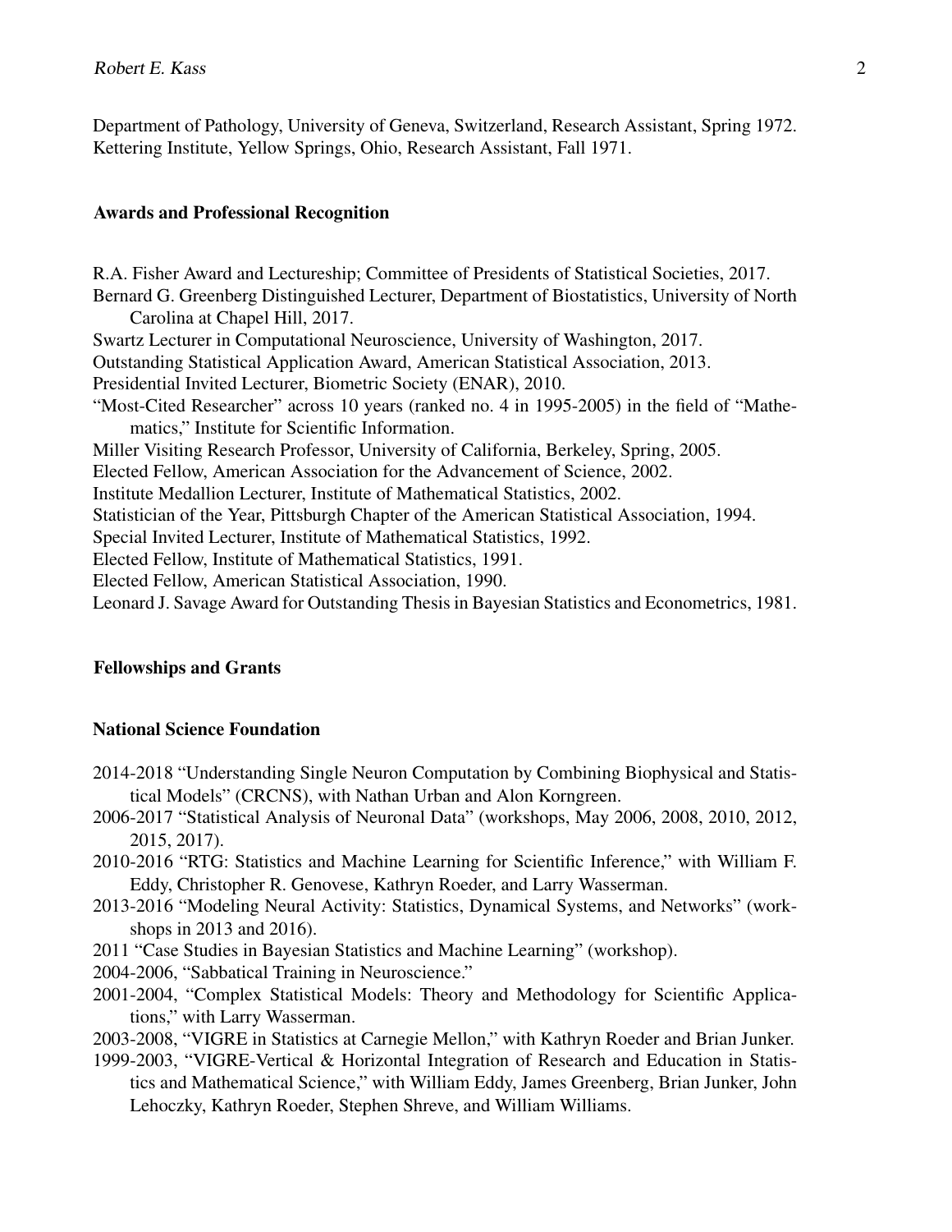Department of Pathology, University of Geneva, Switzerland, Research Assistant, Spring 1972.
Kettering Institute, Yellow Springs, Ohio, Research Assistant, Fall 1971.

## Awards and Professional Recognition

R.A. Fisher Award and Lectureship; Committee of Presidents of Statistical Societies, 2017.
Bernard G. Greenberg Distinguished Lecturer, Department of Biostatistics, University of North Carolina at Chapel Hill, 2017.
Swartz Lecturer in Computational Neuroscience, University of Washington, 2017.
Outstanding Statistical Application Award, American Statistical Association, 2013.
Presidential Invited Lecturer, Biometric Society (ENAR), 2010.
"Most-Cited Researcher" across 10 years (ranked no. 4 in 1995-2005) in the field of "Mathematics," Institute for Scientific Information.
Miller Visiting Research Professor, University of California, Berkeley, Spring, 2005.
Elected Fellow, American Association for the Advancement of Science, 2002.
Institute Medallion Lecturer, Institute of Mathematical Statistics, 2002.
Statistician of the Year, Pittsburgh Chapter of the American Statistical Association, 1994.
Special Invited Lecturer, Institute of Mathematical Statistics, 1992.
Elected Fellow, Institute of Mathematical Statistics, 1991.
Elected Fellow, American Statistical Association, 1990.
Leonard J. Savage Award for Outstanding Thesis in Bayesian Statistics and Econometrics, 1981.

## Fellowships and Grants

### National Science Foundation

2014-2018 "Understanding Single Neuron Computation by Combining Biophysical and Statistical Models" (CRCNS), with Nathan Urban and Alon Korngreen.
2006-2017 "Statistical Analysis of Neuronal Data" (workshops, May 2006, 2008, 2010, 2012, 2015, 2017).
2010-2016 "RTG: Statistics and Machine Learning for Scientific Inference," with William F. Eddy, Christopher R. Genovese, Kathryn Roeder, and Larry Wasserman.
2013-2016 "Modeling Neural Activity: Statistics, Dynamical Systems, and Networks" (workshops in 2013 and 2016).
2011 "Case Studies in Bayesian Statistics and Machine Learning" (workshop).
2004-2006, "Sabbatical Training in Neuroscience."
2001-2004, "Complex Statistical Models: Theory and Methodology for Scientific Applications," with Larry Wasserman.
2003-2008, "VIGRE in Statistics at Carnegie Mellon," with Kathryn Roeder and Brian Junker.
1999-2003, "VIGRE-Vertical & Horizontal Integration of Research and Education in Statistics and Mathematical Science," with William Eddy, James Greenberg, Brian Junker, John Lehoczky, Kathryn Roeder, Stephen Shreve, and William Williams.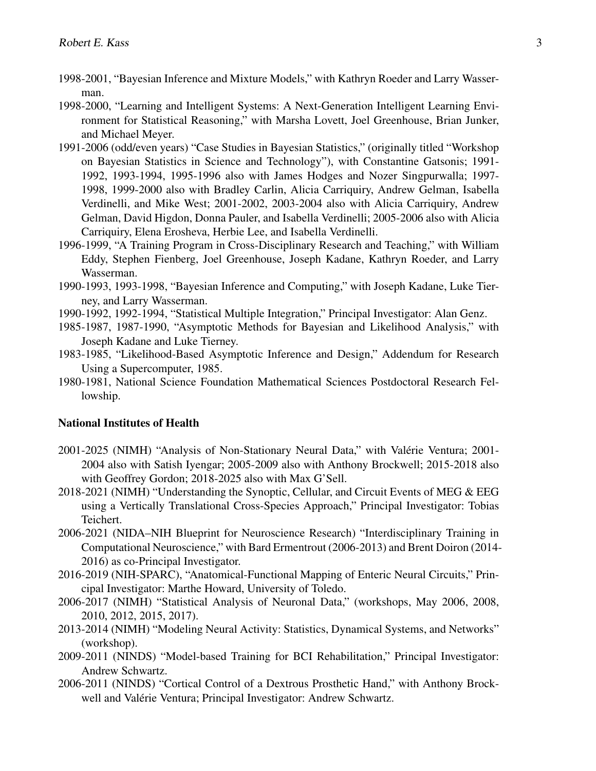1998-2001, "Bayesian Inference and Mixture Models," with Kathryn Roeder and Larry Wasserman.

1998-2000, "Learning and Intelligent Systems: A Next-Generation Intelligent Learning Environment for Statistical Reasoning," with Marsha Lovett, Joel Greenhouse, Brian Junker, and Michael Meyer.

1991-2006 (odd/even years) "Case Studies in Bayesian Statistics," (originally titled "Workshop on Bayesian Statistics in Science and Technology"), with Constantine Gatsonis; 1991-1992, 1993-1994, 1995-1996 also with James Hodges and Nozer Singpurwalla; 1997-1998, 1999-2000 also with Bradley Carlin, Alicia Carriquiry, Andrew Gelman, Isabella Verdinelli, and Mike West; 2001-2002, 2003-2004 also with Alicia Carriquiry, Andrew Gelman, David Higdon, Donna Pauler, and Isabella Verdinelli; 2005-2006 also with Alicia Carriquiry, Elena Erosheva, Herbie Lee, and Isabella Verdinelli.

1996-1999, "A Training Program in Cross-Disciplinary Research and Teaching," with William Eddy, Stephen Fienberg, Joel Greenhouse, Joseph Kadane, Kathryn Roeder, and Larry Wasserman.

1990-1993, 1993-1998, "Bayesian Inference and Computing," with Joseph Kadane, Luke Tierney, and Larry Wasserman.

1990-1992, 1992-1994, "Statistical Multiple Integration," Principal Investigator: Alan Genz.

1985-1987, 1987-1990, "Asymptotic Methods for Bayesian and Likelihood Analysis," with Joseph Kadane and Luke Tierney.

1983-1985, "Likelihood-Based Asymptotic Inference and Design," Addendum for Research Using a Supercomputer, 1985.

1980-1981, National Science Foundation Mathematical Sciences Postdoctoral Research Fellowship.

**National Institutes of Health**

2001-2025 (NIMH) "Analysis of Non-Stationary Neural Data," with Valérie Ventura; 2001-2004 also with Satish Iyengar; 2005-2009 also with Anthony Brockwell; 2015-2018 also with Geoffrey Gordon; 2018-2025 also with Max G'Sell.

2018-2021 (NIMH) "Understanding the Synoptic, Cellular, and Circuit Events of MEG & EEG using a Vertically Translational Cross-Species Approach," Principal Investigator: Tobias Teichert.

2006-2021 (NIDA–NIH Blueprint for Neuroscience Research) "Interdisciplinary Training in Computational Neuroscience," with Bard Ermentrout (2006-2013) and Brent Doiron (2014-2016) as co-Principal Investigator.

2016-2019 (NIH-SPARC), "Anatomical-Functional Mapping of Enteric Neural Circuits," Principal Investigator: Marthe Howard, University of Toledo.

2006-2017 (NIMH) "Statistical Analysis of Neuronal Data," (workshops, May 2006, 2008, 2010, 2012, 2015, 2017).

2013-2014 (NIMH) "Modeling Neural Activity: Statistics, Dynamical Systems, and Networks" (workshop).

2009-2011 (NINDS) "Model-based Training for BCI Rehabilitation," Principal Investigator: Andrew Schwartz.

2006-2011 (NINDS) "Cortical Control of a Dextrous Prosthetic Hand," with Anthony Brockwell and Valérie Ventura; Principal Investigator: Andrew Schwartz.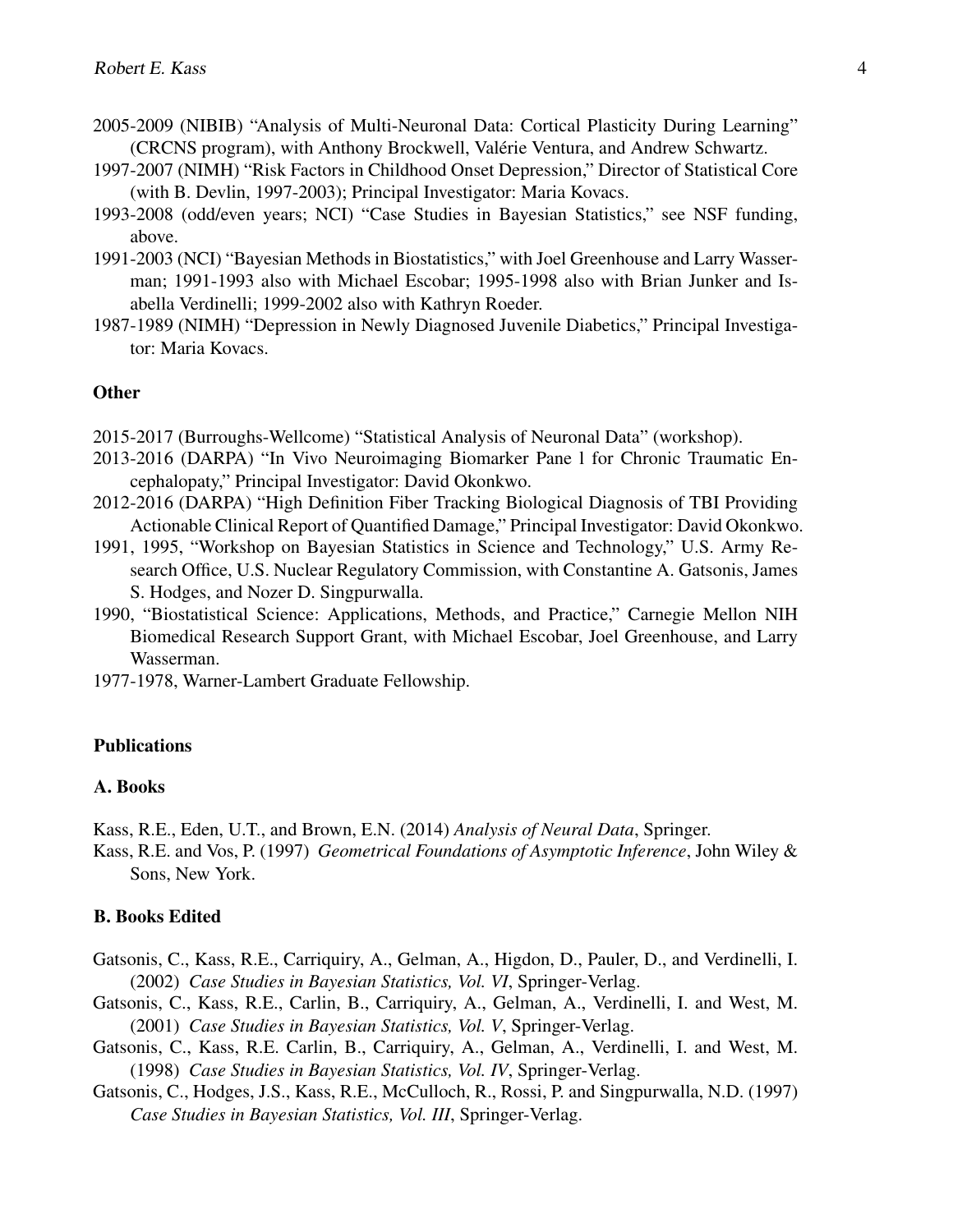2005-2009 (NIBIB) "Analysis of Multi-Neuronal Data: Cortical Plasticity During Learning" (CRCNS program), with Anthony Brockwell, Valérie Ventura, and Andrew Schwartz.

1997-2007 (NIMH) "Risk Factors in Childhood Onset Depression," Director of Statistical Core (with B. Devlin, 1997-2003); Principal Investigator: Maria Kovacs.

1993-2008 (odd/even years; NCI) "Case Studies in Bayesian Statistics," see NSF funding, above.

1991-2003 (NCI) "Bayesian Methods in Biostatistics," with Joel Greenhouse and Larry Wasserman; 1991-1993 also with Michael Escobar; 1995-1998 also with Brian Junker and Isabella Verdinelli; 1999-2002 also with Kathryn Roeder.

1987-1989 (NIMH) "Depression in Newly Diagnosed Juvenile Diabetics," Principal Investigator: Maria Kovacs.

### Other

2015-2017 (Burroughs-Wellcome) "Statistical Analysis of Neuronal Data" (workshop).

2013-2016 (DARPA) "In Vivo Neuroimaging Biomarker Pane l for Chronic Traumatic Encephalopaty," Principal Investigator: David Okonkwo.

2012-2016 (DARPA) "High Definition Fiber Tracking Biological Diagnosis of TBI Providing Actionable Clinical Report of Quantified Damage," Principal Investigator: David Okonkwo.

1991, 1995, "Workshop on Bayesian Statistics in Science and Technology," U.S. Army Research Office, U.S. Nuclear Regulatory Commission, with Constantine A. Gatsonis, James S. Hodges, and Nozer D. Singpurwalla.

1990, "Biostatistical Science: Applications, Methods, and Practice," Carnegie Mellon NIH Biomedical Research Support Grant, with Michael Escobar, Joel Greenhouse, and Larry Wasserman.

1977-1978, Warner-Lambert Graduate Fellowship.

## Publications

### A. Books

Kass, R.E., Eden, U.T., and Brown, E.N. (2014) *Analysis of Neural Data*, Springer.

Kass, R.E. and Vos, P. (1997) *Geometrical Foundations of Asymptotic Inference*, John Wiley & Sons, New York.

### B. Books Edited

Gatsonis, C., Kass, R.E., Carriquiry, A., Gelman, A., Higdon, D., Pauler, D., and Verdinelli, I. (2002) *Case Studies in Bayesian Statistics, Vol. VI*, Springer-Verlag.

Gatsonis, C., Kass, R.E., Carlin, B., Carriquiry, A., Gelman, A., Verdinelli, I. and West, M. (2001) *Case Studies in Bayesian Statistics, Vol. V*, Springer-Verlag.

Gatsonis, C., Kass, R.E. Carlin, B., Carriquiry, A., Gelman, A., Verdinelli, I. and West, M. (1998) *Case Studies in Bayesian Statistics, Vol. IV*, Springer-Verlag.

Gatsonis, C., Hodges, J.S., Kass, R.E., McCulloch, R., Rossi, P. and Singpurwalla, N.D. (1997) *Case Studies in Bayesian Statistics, Vol. III*, Springer-Verlag.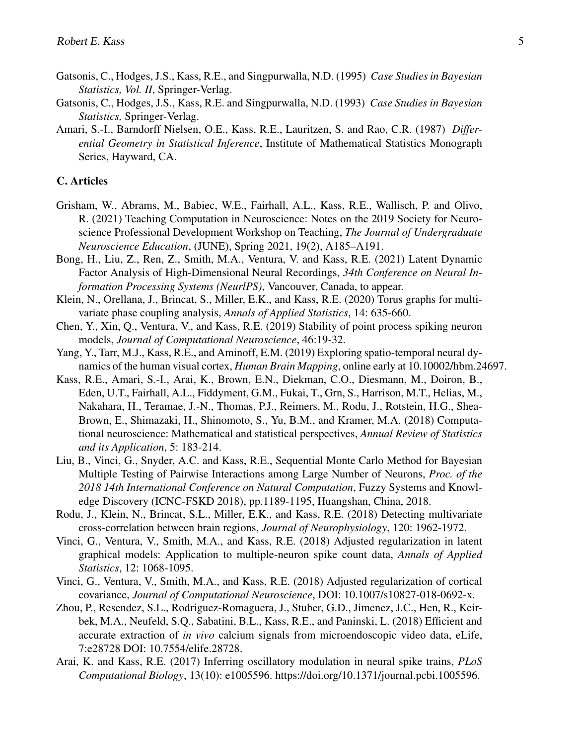Gatsonis, C., Hodges, J.S., Kass, R.E., and Singpurwalla, N.D. (1995) *Case Studies in Bayesian Statistics, Vol. II*, Springer-Verlag.

Gatsonis, C., Hodges, J.S., Kass, R.E. and Singpurwalla, N.D. (1993) *Case Studies in Bayesian Statistics,* Springer-Verlag.

Amari, S.-I., Barndorff Nielsen, O.E., Kass, R.E., Lauritzen, S. and Rao, C.R. (1987) *Differential Geometry in Statistical Inference*, Institute of Mathematical Statistics Monograph Series, Hayward, CA.

### C. Articles

Grisham, W., Abrams, M., Babiec, W.E., Fairhall, A.L., Kass, R.E., Wallisch, P. and Olivo, R. (2021) Teaching Computation in Neuroscience: Notes on the 2019 Society for Neuroscience Professional Development Workshop on Teaching, *The Journal of Undergraduate Neuroscience Education*, (JUNE), Spring 2021, 19(2), A185–A191.

Bong, H., Liu, Z., Ren, Z., Smith, M.A., Ventura, V. and Kass, R.E. (2021) Latent Dynamic Factor Analysis of High-Dimensional Neural Recordings, *34th Conference on Neural Information Processing Systems (NeurlPS)*, Vancouver, Canada, to appear.

Klein, N., Orellana, J., Brincat, S., Miller, E.K., and Kass, R.E. (2020) Torus graphs for multivariate phase coupling analysis, *Annals of Applied Statistics*, 14: 635-660.

Chen, Y., Xin, Q., Ventura, V., and Kass, R.E. (2019) Stability of point process spiking neuron models, *Journal of Computational Neuroscience*, 46:19-32.

Yang, Y., Tarr, M.J., Kass, R.E., and Aminoff, E.M. (2019) Exploring spatio-temporal neural dynamics of the human visual cortex, *Human Brain Mapping*, online early at 10.10002/hbm.24697.

Kass, R.E., Amari, S.-I., Arai, K., Brown, E.N., Diekman, C.O., Diesmann, M., Doiron, B., Eden, U.T., Fairhall, A.L., Fiddyment, G.M., Fukai, T., Grn, S., Harrison, M.T., Helias, M., Nakahara, H., Teramae, J.-N., Thomas, P.J., Reimers, M., Rodu, J., Rotstein, H.G., Shea-Brown, E., Shimazaki, H., Shinomoto, S., Yu, B.M., and Kramer, M.A. (2018) Computational neuroscience: Mathematical and statistical perspectives, *Annual Review of Statistics and its Application*, 5: 183-214.

Liu, B., Vinci, G., Snyder, A.C. and Kass, R.E., Sequential Monte Carlo Method for Bayesian Multiple Testing of Pairwise Interactions among Large Number of Neurons, *Proc. of the 2018 14th International Conference on Natural Computation*, Fuzzy Systems and Knowledge Discovery (ICNC-FSKD 2018), pp.1189-1195, Huangshan, China, 2018.

Rodu, J., Klein, N., Brincat, S.L., Miller, E.K., and Kass, R.E. (2018) Detecting multivariate cross-correlation between brain regions, *Journal of Neurophysiology*, 120: 1962-1972.

Vinci, G., Ventura, V., Smith, M.A., and Kass, R.E. (2018) Adjusted regularization in latent graphical models: Application to multiple-neuron spike count data, *Annals of Applied Statistics*, 12: 1068-1095.

Vinci, G., Ventura, V., Smith, M.A., and Kass, R.E. (2018) Adjusted regularization of cortical covariance, *Journal of Computational Neuroscience*, DOI: 10.1007/s10827-018-0692-x.

Zhou, P., Resendez, S.L., Rodriguez-Romaguera, J., Stuber, G.D., Jimenez, J.C., Hen, R., Keirbek, M.A., Neufeld, S.Q., Sabatini, B.L., Kass, R.E., and Paninski, L. (2018) Efficient and accurate extraction of *in vivo* calcium signals from microendoscopic video data, eLife, 7:e28728 DOI: 10.7554/elife.28728.

Arai, K. and Kass, R.E. (2017) Inferring oscillatory modulation in neural spike trains, *PLoS Computational Biology*, 13(10): e1005596. https://doi.org/10.1371/journal.pcbi.1005596.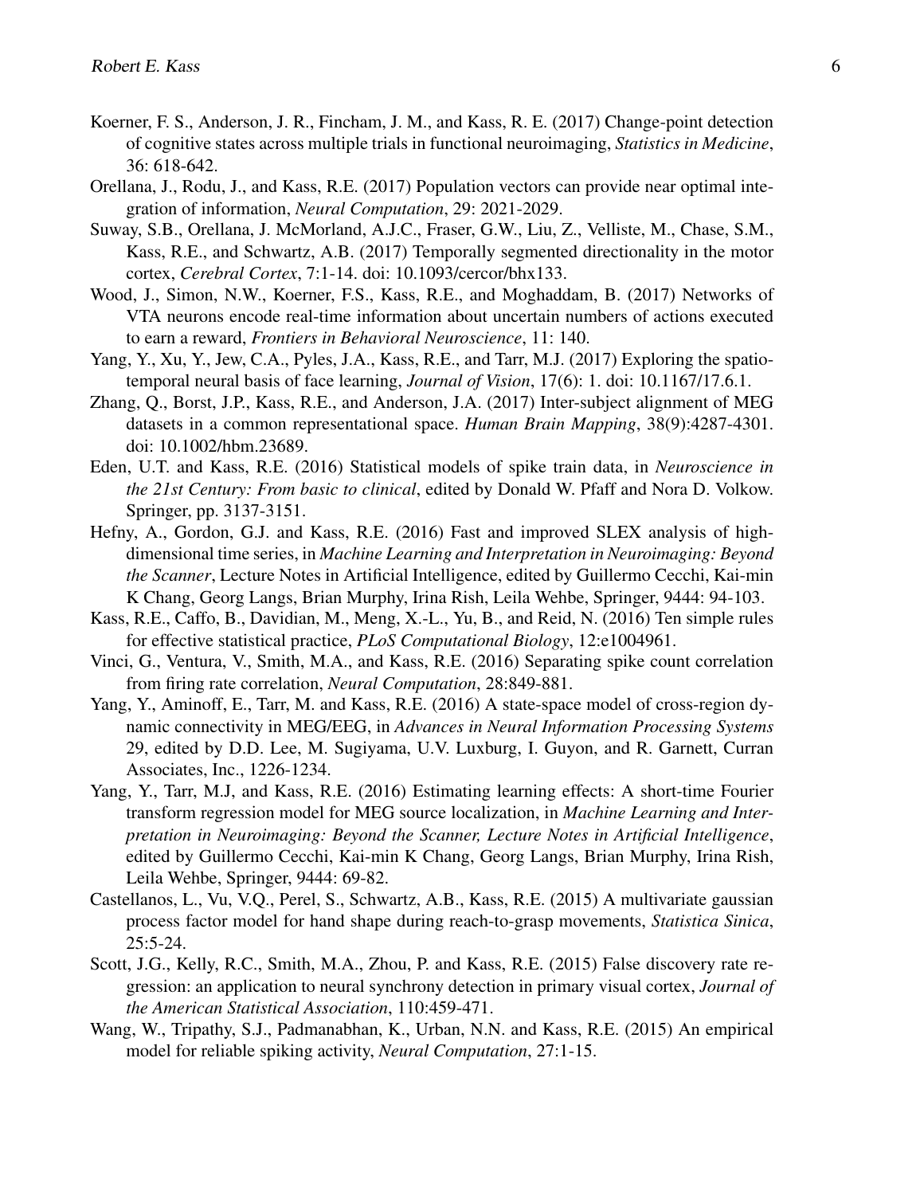Koerner, F. S., Anderson, J. R., Fincham, J. M., and Kass, R. E. (2017) Change-point detection of cognitive states across multiple trials in functional neuroimaging, *Statistics in Medicine*, 36: 618-642.

Orellana, J., Rodu, J., and Kass, R.E. (2017) Population vectors can provide near optimal integration of information, *Neural Computation*, 29: 2021-2029.

Suway, S.B., Orellana, J. McMorland, A.J.C., Fraser, G.W., Liu, Z., Velliste, M., Chase, S.M., Kass, R.E., and Schwartz, A.B. (2017) Temporally segmented directionality in the motor cortex, *Cerebral Cortex*, 7:1-14. doi: 10.1093/cercor/bhx133.

Wood, J., Simon, N.W., Koerner, F.S., Kass, R.E., and Moghaddam, B. (2017) Networks of VTA neurons encode real-time information about uncertain numbers of actions executed to earn a reward, *Frontiers in Behavioral Neuroscience*, 11: 140.

Yang, Y., Xu, Y., Jew, C.A., Pyles, J.A., Kass, R.E., and Tarr, M.J. (2017) Exploring the spatiotemporal neural basis of face learning, *Journal of Vision*, 17(6): 1. doi: 10.1167/17.6.1.

Zhang, Q., Borst, J.P., Kass, R.E., and Anderson, J.A. (2017) Inter-subject alignment of MEG datasets in a common representational space. *Human Brain Mapping*, 38(9):4287-4301. doi: 10.1002/hbm.23689.

Eden, U.T. and Kass, R.E. (2016) Statistical models of spike train data, in *Neuroscience in the 21st Century: From basic to clinical*, edited by Donald W. Pfaff and Nora D. Volkow. Springer, pp. 3137-3151.

Hefny, A., Gordon, G.J. and Kass, R.E. (2016) Fast and improved SLEX analysis of high-dimensional time series, in *Machine Learning and Interpretation in Neuroimaging: Beyond the Scanner*, Lecture Notes in Artificial Intelligence, edited by Guillermo Cecchi, Kai-min K Chang, Georg Langs, Brian Murphy, Irina Rish, Leila Wehbe, Springer, 9444: 94-103.

Kass, R.E., Caffo, B., Davidian, M., Meng, X.-L., Yu, B., and Reid, N. (2016) Ten simple rules for effective statistical practice, *PLoS Computational Biology*, 12:e1004961.

Vinci, G., Ventura, V., Smith, M.A., and Kass, R.E. (2016) Separating spike count correlation from firing rate correlation, *Neural Computation*, 28:849-881.

Yang, Y., Aminoff, E., Tarr, M. and Kass, R.E. (2016) A state-space model of cross-region dynamic connectivity in MEG/EEG, in *Advances in Neural Information Processing Systems* 29, edited by D.D. Lee, M. Sugiyama, U.V. Luxburg, I. Guyon, and R. Garnett, Curran Associates, Inc., 1226-1234.

Yang, Y., Tarr, M.J, and Kass, R.E. (2016) Estimating learning effects: A short-time Fourier transform regression model for MEG source localization, in *Machine Learning and Interpretation in Neuroimaging: Beyond the Scanner, Lecture Notes in Artificial Intelligence*, edited by Guillermo Cecchi, Kai-min K Chang, Georg Langs, Brian Murphy, Irina Rish, Leila Wehbe, Springer, 9444: 69-82.

Castellanos, L., Vu, V.Q., Perel, S., Schwartz, A.B., Kass, R.E. (2015) A multivariate gaussian process factor model for hand shape during reach-to-grasp movements, *Statistica Sinica*, 25:5-24.

Scott, J.G., Kelly, R.C., Smith, M.A., Zhou, P. and Kass, R.E. (2015) False discovery rate regression: an application to neural synchrony detection in primary visual cortex, *Journal of the American Statistical Association*, 110:459-471.

Wang, W., Tripathy, S.J., Padmanabhan, K., Urban, N.N. and Kass, R.E. (2015) An empirical model for reliable spiking activity, *Neural Computation*, 27:1-15.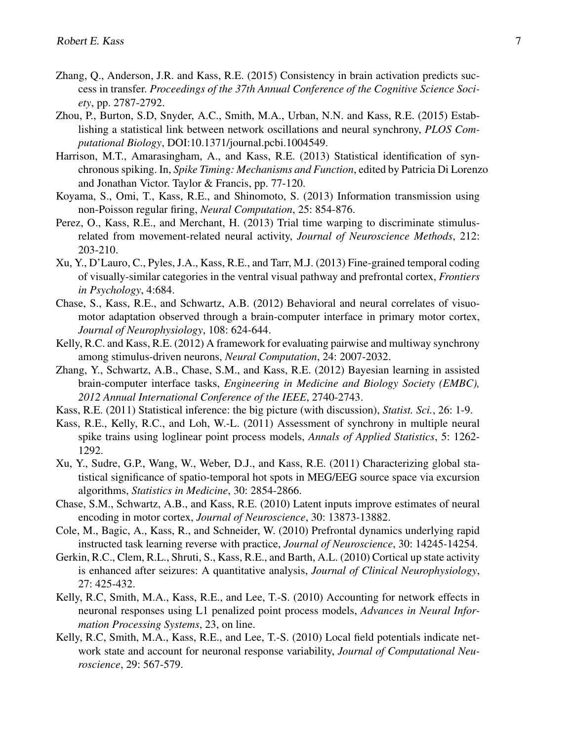Zhang, Q., Anderson, J.R. and Kass, R.E. (2015) Consistency in brain activation predicts success in transfer. *Proceedings of the 37th Annual Conference of the Cognitive Science Society*, pp. 2787-2792.

Zhou, P., Burton, S.D, Snyder, A.C., Smith, M.A., Urban, N.N. and Kass, R.E. (2015) Establishing a statistical link between network oscillations and neural synchrony, *PLOS Computational Biology*, DOI:10.1371/journal.pcbi.1004549.

Harrison, M.T., Amarasingham, A., and Kass, R.E. (2013) Statistical identification of synchronous spiking. In, *Spike Timing: Mechanisms and Function*, edited by Patricia Di Lorenzo and Jonathan Victor. Taylor & Francis, pp. 77-120.

Koyama, S., Omi, T., Kass, R.E., and Shinomoto, S. (2013) Information transmission using non-Poisson regular firing, *Neural Computation*, 25: 854-876.

Perez, O., Kass, R.E., and Merchant, H. (2013) Trial time warping to discriminate stimulus-related from movement-related neural activity, *Journal of Neuroscience Methods*, 212: 203-210.

Xu, Y., D'Lauro, C., Pyles, J.A., Kass, R.E., and Tarr, M.J. (2013) Fine-grained temporal coding of visually-similar categories in the ventral visual pathway and prefrontal cortex, *Frontiers in Psychology*, 4:684.

Chase, S., Kass, R.E., and Schwartz, A.B. (2012) Behavioral and neural correlates of visuomotor adaptation observed through a brain-computer interface in primary motor cortex, *Journal of Neurophysiology*, 108: 624-644.

Kelly, R.C. and Kass, R.E. (2012) A framework for evaluating pairwise and multiway synchrony among stimulus-driven neurons, *Neural Computation*, 24: 2007-2032.

Zhang, Y., Schwartz, A.B., Chase, S.M., and Kass, R.E. (2012) Bayesian learning in assisted brain-computer interface tasks, *Engineering in Medicine and Biology Society (EMBC), 2012 Annual International Conference of the IEEE*, 2740-2743.

Kass, R.E. (2011) Statistical inference: the big picture (with discussion), *Statist. Sci.*, 26: 1-9.

Kass, R.E., Kelly, R.C., and Loh, W.-L. (2011) Assessment of synchrony in multiple neural spike trains using loglinear point process models, *Annals of Applied Statistics*, 5: 1262-1292.

Xu, Y., Sudre, G.P., Wang, W., Weber, D.J., and Kass, R.E. (2011) Characterizing global statistical significance of spatio-temporal hot spots in MEG/EEG source space via excursion algorithms, *Statistics in Medicine*, 30: 2854-2866.

Chase, S.M., Schwartz, A.B., and Kass, R.E. (2010) Latent inputs improve estimates of neural encoding in motor cortex, *Journal of Neuroscience*, 30: 13873-13882.

Cole, M., Bagic, A., Kass, R., and Schneider, W. (2010) Prefrontal dynamics underlying rapid instructed task learning reverse with practice, *Journal of Neuroscience*, 30: 14245-14254.

Gerkin, R.C., Clem, R.L., Shruti, S., Kass, R.E., and Barth, A.L. (2010) Cortical up state activity is enhanced after seizures: A quantitative analysis, *Journal of Clinical Neurophysiology*, 27: 425-432.

Kelly, R.C, Smith, M.A., Kass, R.E., and Lee, T.-S. (2010) Accounting for network effects in neuronal responses using L1 penalized point process models, *Advances in Neural Information Processing Systems*, 23, on line.

Kelly, R.C, Smith, M.A., Kass, R.E., and Lee, T.-S. (2010) Local field potentials indicate network state and account for neuronal response variability, *Journal of Computational Neuroscience*, 29: 567-579.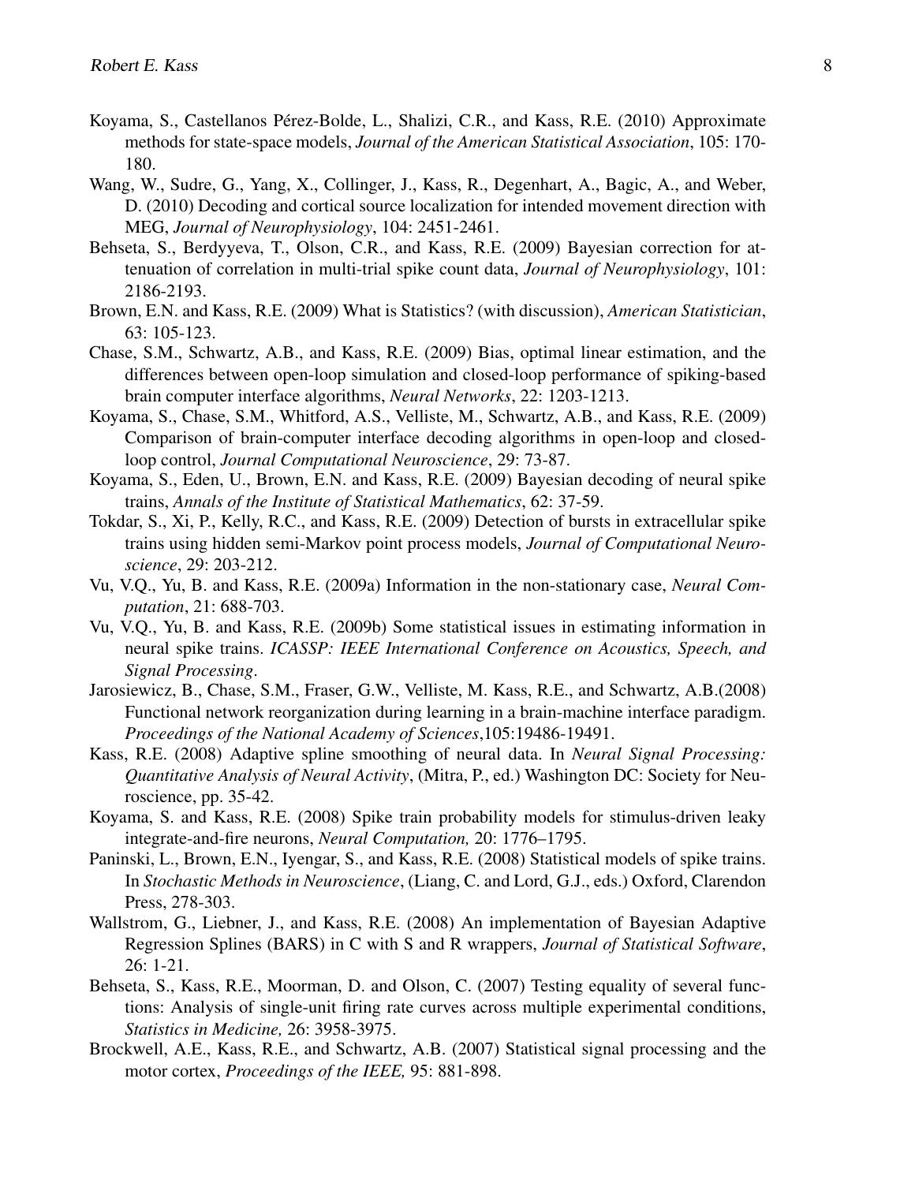Koyama, S., Castellanos Pérez-Bolde, L., Shalizi, C.R., and Kass, R.E. (2010) Approximate methods for state-space models, *Journal of the American Statistical Association*, 105: 170-180.

Wang, W., Sudre, G., Yang, X., Collinger, J., Kass, R., Degenhart, A., Bagic, A., and Weber, D. (2010) Decoding and cortical source localization for intended movement direction with MEG, *Journal of Neurophysiology*, 104: 2451-2461.

Behseta, S., Berdyyeva, T., Olson, C.R., and Kass, R.E. (2009) Bayesian correction for attenuation of correlation in multi-trial spike count data, *Journal of Neurophysiology*, 101: 2186-2193.

Brown, E.N. and Kass, R.E. (2009) What is Statistics? (with discussion), *American Statistician*, 63: 105-123.

Chase, S.M., Schwartz, A.B., and Kass, R.E. (2009) Bias, optimal linear estimation, and the differences between open-loop simulation and closed-loop performance of spiking-based brain computer interface algorithms, *Neural Networks*, 22: 1203-1213.

Koyama, S., Chase, S.M., Whitford, A.S., Velliste, M., Schwartz, A.B., and Kass, R.E. (2009) Comparison of brain-computer interface decoding algorithms in open-loop and closed-loop control, *Journal Computational Neuroscience*, 29: 73-87.

Koyama, S., Eden, U., Brown, E.N. and Kass, R.E. (2009) Bayesian decoding of neural spike trains, *Annals of the Institute of Statistical Mathematics*, 62: 37-59.

Tokdar, S., Xi, P., Kelly, R.C., and Kass, R.E. (2009) Detection of bursts in extracellular spike trains using hidden semi-Markov point process models, *Journal of Computational Neuroscience*, 29: 203-212.

Vu, V.Q., Yu, B. and Kass, R.E. (2009a) Information in the non-stationary case, *Neural Computation*, 21: 688-703.

Vu, V.Q., Yu, B. and Kass, R.E. (2009b) Some statistical issues in estimating information in neural spike trains. *ICASSP: IEEE International Conference on Acoustics, Speech, and Signal Processing*.

Jarosiewicz, B., Chase, S.M., Fraser, G.W., Velliste, M. Kass, R.E., and Schwartz, A.B.(2008) Functional network reorganization during learning in a brain-machine interface paradigm. *Proceedings of the National Academy of Sciences*,105:19486-19491.

Kass, R.E. (2008) Adaptive spline smoothing of neural data. In *Neural Signal Processing: Quantitative Analysis of Neural Activity*, (Mitra, P., ed.) Washington DC: Society for Neuroscience, pp. 35-42.

Koyama, S. and Kass, R.E. (2008) Spike train probability models for stimulus-driven leaky integrate-and-fire neurons, *Neural Computation,* 20: 1776–1795.

Paninski, L., Brown, E.N., Iyengar, S., and Kass, R.E. (2008) Statistical models of spike trains. In *Stochastic Methods in Neuroscience*, (Liang, C. and Lord, G.J., eds.) Oxford, Clarendon Press, 278-303.

Wallstrom, G., Liebner, J., and Kass, R.E. (2008) An implementation of Bayesian Adaptive Regression Splines (BARS) in C with S and R wrappers, *Journal of Statistical Software*, 26: 1-21.

Behseta, S., Kass, R.E., Moorman, D. and Olson, C. (2007) Testing equality of several functions: Analysis of single-unit firing rate curves across multiple experimental conditions, *Statistics in Medicine,* 26: 3958-3975.

Brockwell, A.E., Kass, R.E., and Schwartz, A.B. (2007) Statistical signal processing and the motor cortex, *Proceedings of the IEEE,* 95: 881-898.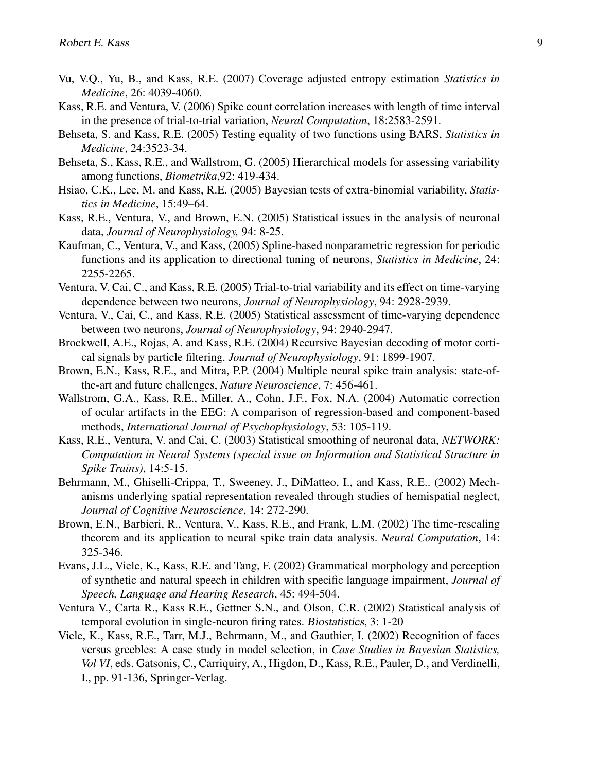Vu, V.Q., Yu, B., and Kass, R.E. (2007) Coverage adjusted entropy estimation *Statistics in Medicine*, 26: 4039-4060.

Kass, R.E. and Ventura, V. (2006) Spike count correlation increases with length of time interval in the presence of trial-to-trial variation, *Neural Computation*, 18:2583-2591.

Behseta, S. and Kass, R.E. (2005) Testing equality of two functions using BARS, *Statistics in Medicine*, 24:3523-34.

Behseta, S., Kass, R.E., and Wallstrom, G. (2005) Hierarchical models for assessing variability among functions, *Biometrika*,92: 419-434.

Hsiao, C.K., Lee, M. and Kass, R.E. (2005) Bayesian tests of extra-binomial variability, *Statistics in Medicine*, 15:49–64.

Kass, R.E., Ventura, V., and Brown, E.N. (2005) Statistical issues in the analysis of neuronal data, *Journal of Neurophysiology,* 94: 8-25.

Kaufman, C., Ventura, V., and Kass, (2005) Spline-based nonparametric regression for periodic functions and its application to directional tuning of neurons, *Statistics in Medicine*, 24: 2255-2265.

Ventura, V. Cai, C., and Kass, R.E. (2005) Trial-to-trial variability and its effect on time-varying dependence between two neurons, *Journal of Neurophysiology*, 94: 2928-2939.

Ventura, V., Cai, C., and Kass, R.E. (2005) Statistical assessment of time-varying dependence between two neurons, *Journal of Neurophysiology*, 94: 2940-2947.

Brockwell, A.E., Rojas, A. and Kass, R.E. (2004) Recursive Bayesian decoding of motor cortical signals by particle filtering. *Journal of Neurophysiology*, 91: 1899-1907.

Brown, E.N., Kass, R.E., and Mitra, P.P. (2004) Multiple neural spike train analysis: state-of-the-art and future challenges, *Nature Neuroscience*, 7: 456-461.

Wallstrom, G.A., Kass, R.E., Miller, A., Cohn, J.F., Fox, N.A. (2004) Automatic correction of ocular artifacts in the EEG: A comparison of regression-based and component-based methods, *International Journal of Psychophysiology*, 53: 105-119.

Kass, R.E., Ventura, V. and Cai, C. (2003) Statistical smoothing of neuronal data, *NETWORK: Computation in Neural Systems (special issue on Information and Statistical Structure in Spike Trains)*, 14:5-15.

Behrmann, M., Ghiselli-Crippa, T., Sweeney, J., DiMatteo, I., and Kass, R.E.. (2002) Mechanisms underlying spatial representation revealed through studies of hemispatial neglect, *Journal of Cognitive Neuroscience*, 14: 272-290.

Brown, E.N., Barbieri, R., Ventura, V., Kass, R.E., and Frank, L.M. (2002) The time-rescaling theorem and its application to neural spike train data analysis. *Neural Computation*, 14: 325-346.

Evans, J.L., Viele, K., Kass, R.E. and Tang, F. (2002) Grammatical morphology and perception of synthetic and natural speech in children with specific language impairment, *Journal of Speech, Language and Hearing Research*, 45: 494-504.

Ventura V., Carta R., Kass R.E., Gettner S.N., and Olson, C.R. (2002) Statistical analysis of temporal evolution in single-neuron firing rates. *Biostatistics*, 3: 1-20

Viele, K., Kass, R.E., Tarr, M.J., Behrmann, M., and Gauthier, I. (2002) Recognition of faces versus greebles: A case study in model selection, in *Case Studies in Bayesian Statistics, Vol VI*, eds. Gatsonis, C., Carriquiry, A., Higdon, D., Kass, R.E., Pauler, D., and Verdinelli, I., pp. 91-136, Springer-Verlag.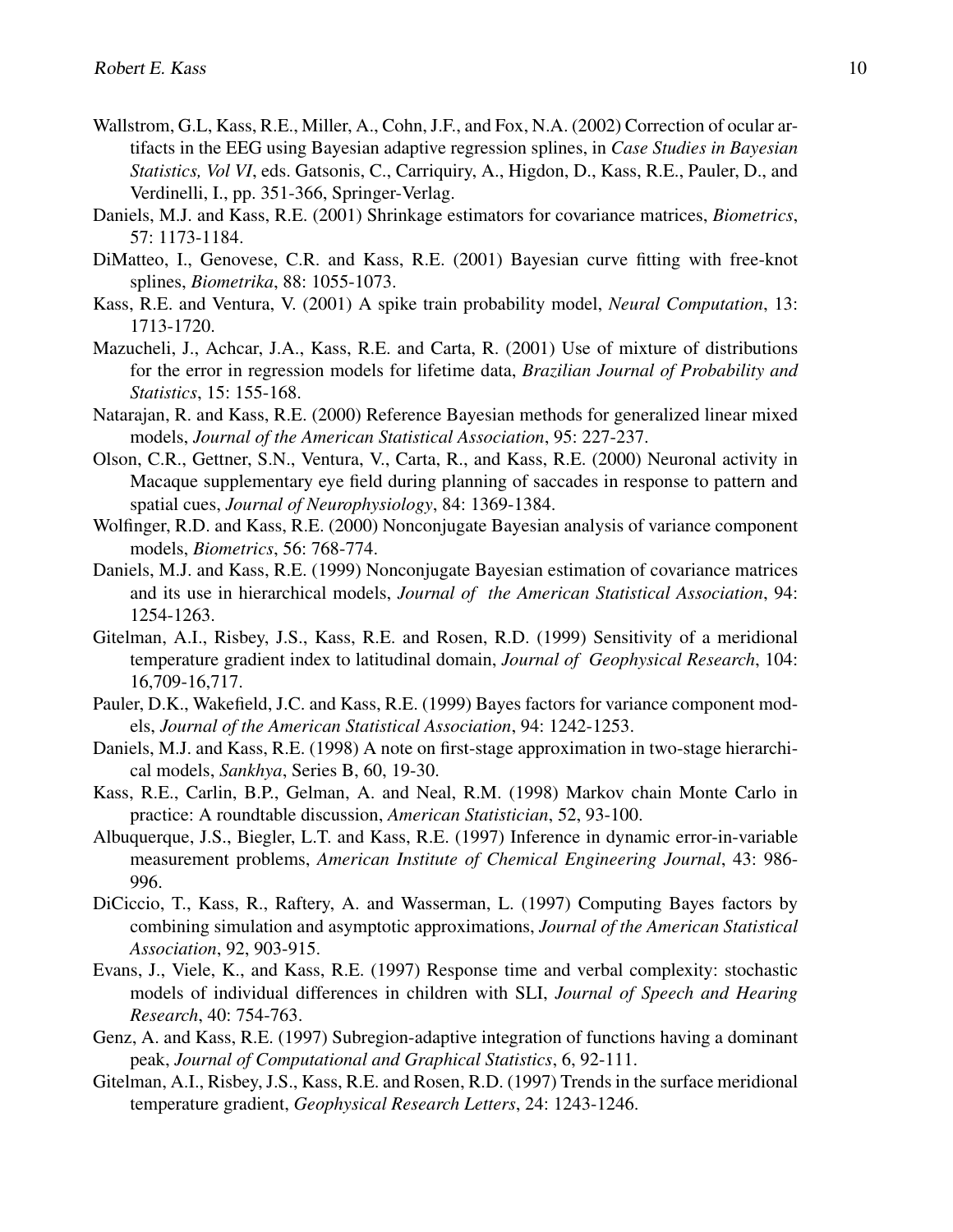- Wallstrom, G.L, Kass, R.E., Miller, A., Cohn, J.F., and Fox, N.A. (2002) Correction of ocular artifacts in the EEG using Bayesian adaptive regression splines, in *Case Studies in Bayesian Statistics, Vol VI*, eds. Gatsonis, C., Carriquiry, A., Higdon, D., Kass, R.E., Pauler, D., and Verdinelli, I., pp. 351-366, Springer-Verlag.
- Daniels, M.J. and Kass, R.E. (2001) Shrinkage estimators for covariance matrices, *Biometrics*, 57: 1173-1184.
- DiMatteo, I., Genovese, C.R. and Kass, R.E. (2001) Bayesian curve fitting with free-knot splines, *Biometrika*, 88: 1055-1073.
- Kass, R.E. and Ventura, V. (2001) A spike train probability model, *Neural Computation*, 13: 1713-1720.
- Mazucheli, J., Achcar, J.A., Kass, R.E. and Carta, R. (2001) Use of mixture of distributions for the error in regression models for lifetime data, *Brazilian Journal of Probability and Statistics*, 15: 155-168.
- Natarajan, R. and Kass, R.E. (2000) Reference Bayesian methods for generalized linear mixed models, *Journal of the American Statistical Association*, 95: 227-237.
- Olson, C.R., Gettner, S.N., Ventura, V., Carta, R., and Kass, R.E. (2000) Neuronal activity in Macaque supplementary eye field during planning of saccades in response to pattern and spatial cues, *Journal of Neurophysiology*, 84: 1369-1384.
- Wolfinger, R.D. and Kass, R.E. (2000) Nonconjugate Bayesian analysis of variance component models, *Biometrics*, 56: 768-774.
- Daniels, M.J. and Kass, R.E. (1999) Nonconjugate Bayesian estimation of covariance matrices and its use in hierarchical models, *Journal of the American Statistical Association*, 94: 1254-1263.
- Gitelman, A.I., Risbey, J.S., Kass, R.E. and Rosen, R.D. (1999) Sensitivity of a meridional temperature gradient index to latitudinal domain, *Journal of Geophysical Research*, 104: 16,709-16,717.
- Pauler, D.K., Wakefield, J.C. and Kass, R.E. (1999) Bayes factors for variance component models, *Journal of the American Statistical Association*, 94: 1242-1253.
- Daniels, M.J. and Kass, R.E. (1998) A note on first-stage approximation in two-stage hierarchical models, *Sankhya*, Series B, 60, 19-30.
- Kass, R.E., Carlin, B.P., Gelman, A. and Neal, R.M. (1998) Markov chain Monte Carlo in practice: A roundtable discussion, *American Statistician*, 52, 93-100.
- Albuquerque, J.S., Biegler, L.T. and Kass, R.E. (1997) Inference in dynamic error-in-variable measurement problems, *American Institute of Chemical Engineering Journal*, 43: 986-996.
- DiCiccio, T., Kass, R., Raftery, A. and Wasserman, L. (1997) Computing Bayes factors by combining simulation and asymptotic approximations, *Journal of the American Statistical Association*, 92, 903-915.
- Evans, J., Viele, K., and Kass, R.E. (1997) Response time and verbal complexity: stochastic models of individual differences in children with SLI, *Journal of Speech and Hearing Research*, 40: 754-763.
- Genz, A. and Kass, R.E. (1997) Subregion-adaptive integration of functions having a dominant peak, *Journal of Computational and Graphical Statistics*, 6, 92-111.
- Gitelman, A.I., Risbey, J.S., Kass, R.E. and Rosen, R.D. (1997) Trends in the surface meridional temperature gradient, *Geophysical Research Letters*, 24: 1243-1246.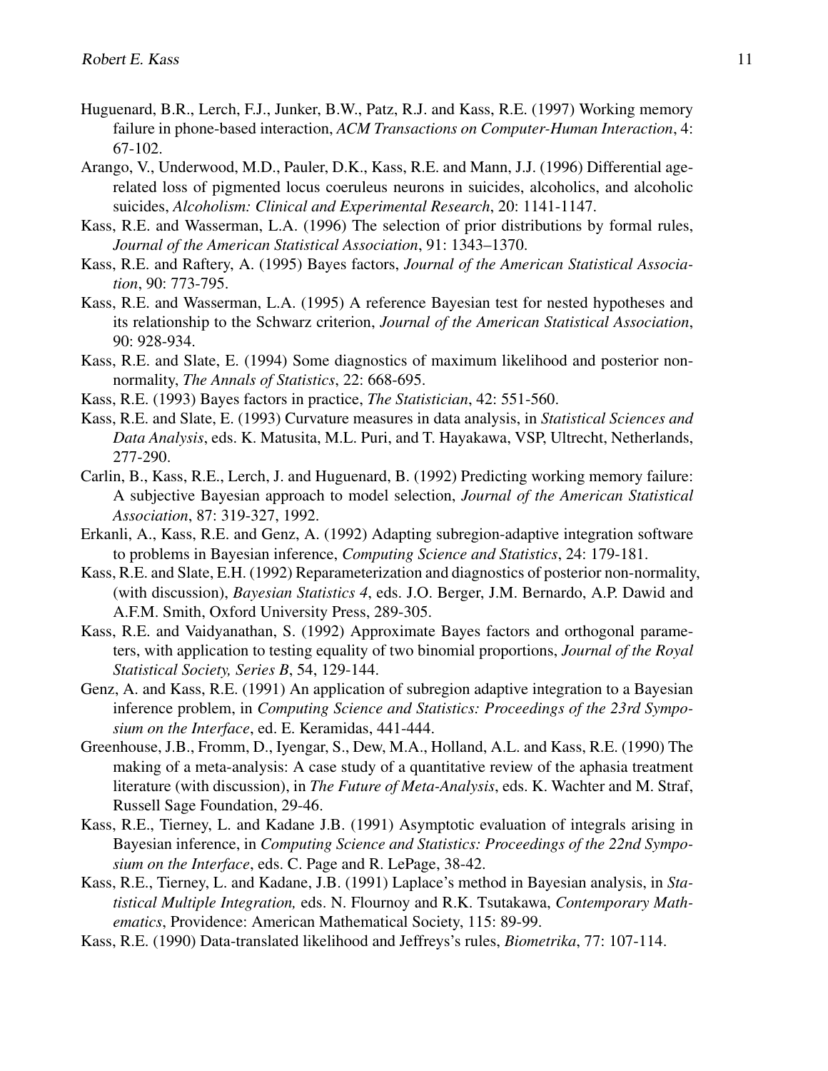Huguenard, B.R., Lerch, F.J., Junker, B.W., Patz, R.J. and Kass, R.E. (1997) Working memory failure in phone-based interaction, *ACM Transactions on Computer-Human Interaction*, 4: 67-102.

Arango, V., Underwood, M.D., Pauler, D.K., Kass, R.E. and Mann, J.J. (1996) Differential age-related loss of pigmented locus coeruleus neurons in suicides, alcoholics, and alcoholic suicides, *Alcoholism: Clinical and Experimental Research*, 20: 1141-1147.

Kass, R.E. and Wasserman, L.A. (1996) The selection of prior distributions by formal rules, *Journal of the American Statistical Association*, 91: 1343–1370.

Kass, R.E. and Raftery, A. (1995) Bayes factors, *Journal of the American Statistical Association*, 90: 773-795.

Kass, R.E. and Wasserman, L.A. (1995) A reference Bayesian test for nested hypotheses and its relationship to the Schwarz criterion, *Journal of the American Statistical Association*, 90: 928-934.

Kass, R.E. and Slate, E. (1994) Some diagnostics of maximum likelihood and posterior non-normality, *The Annals of Statistics*, 22: 668-695.

Kass, R.E. (1993) Bayes factors in practice, *The Statistician*, 42: 551-560.

Kass, R.E. and Slate, E. (1993) Curvature measures in data analysis, in *Statistical Sciences and Data Analysis*, eds. K. Matusita, M.L. Puri, and T. Hayakawa, VSP, Ultrecht, Netherlands, 277-290.

Carlin, B., Kass, R.E., Lerch, J. and Huguenard, B. (1992) Predicting working memory failure: A subjective Bayesian approach to model selection, *Journal of the American Statistical Association*, 87: 319-327, 1992.

Erkanli, A., Kass, R.E. and Genz, A. (1992) Adapting subregion-adaptive integration software to problems in Bayesian inference, *Computing Science and Statistics*, 24: 179-181.

Kass, R.E. and Slate, E.H. (1992) Reparameterization and diagnostics of posterior non-normality, (with discussion), *Bayesian Statistics 4*, eds. J.O. Berger, J.M. Bernardo, A.P. Dawid and A.F.M. Smith, Oxford University Press, 289-305.

Kass, R.E. and Vaidyanathan, S. (1992) Approximate Bayes factors and orthogonal parameters, with application to testing equality of two binomial proportions, *Journal of the Royal Statistical Society, Series B*, 54, 129-144.

Genz, A. and Kass, R.E. (1991) An application of subregion adaptive integration to a Bayesian inference problem, in *Computing Science and Statistics: Proceedings of the 23rd Symposium on the Interface*, ed. E. Keramidas, 441-444.

Greenhouse, J.B., Fromm, D., Iyengar, S., Dew, M.A., Holland, A.L. and Kass, R.E. (1990) The making of a meta-analysis: A case study of a quantitative review of the aphasia treatment literature (with discussion), in *The Future of Meta-Analysis*, eds. K. Wachter and M. Straf, Russell Sage Foundation, 29-46.

Kass, R.E., Tierney, L. and Kadane J.B. (1991) Asymptotic evaluation of integrals arising in Bayesian inference, in *Computing Science and Statistics: Proceedings of the 22nd Symposium on the Interface*, eds. C. Page and R. LePage, 38-42.

Kass, R.E., Tierney, L. and Kadane, J.B. (1991) Laplace's method in Bayesian analysis, in *Statistical Multiple Integration,* eds. N. Flournoy and R.K. Tsutakawa, *Contemporary Mathematics*, Providence: American Mathematical Society, 115: 89-99.

Kass, R.E. (1990) Data-translated likelihood and Jeffreys's rules, *Biometrika*, 77: 107-114.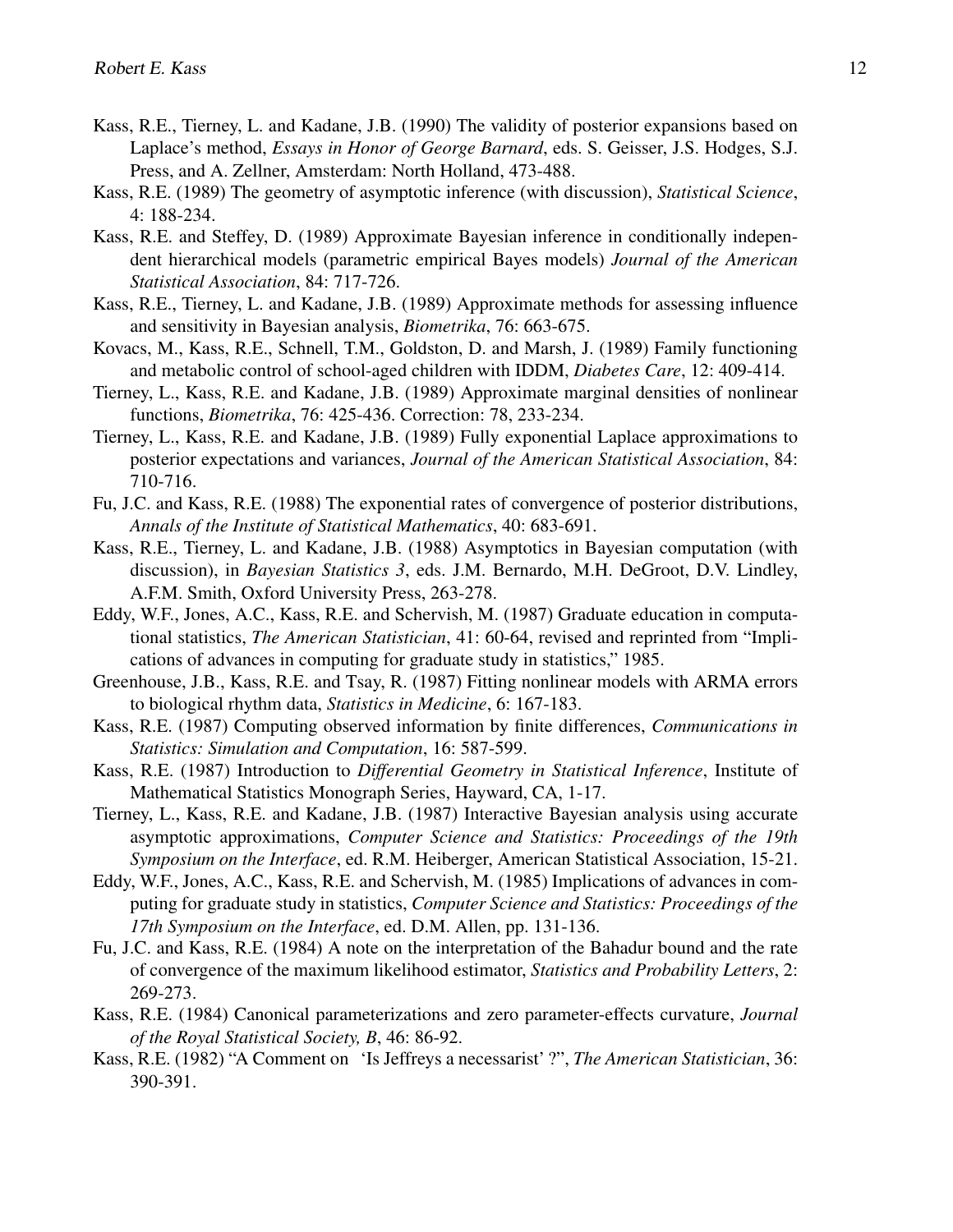Kass, R.E., Tierney, L. and Kadane, J.B. (1990) The validity of posterior expansions based on Laplace's method, *Essays in Honor of George Barnard*, eds. S. Geisser, J.S. Hodges, S.J. Press, and A. Zellner, Amsterdam: North Holland, 473-488.

Kass, R.E. (1989) The geometry of asymptotic inference (with discussion), *Statistical Science*, 4: 188-234.

Kass, R.E. and Steffey, D. (1989) Approximate Bayesian inference in conditionally independent hierarchical models (parametric empirical Bayes models) *Journal of the American Statistical Association*, 84: 717-726.

Kass, R.E., Tierney, L. and Kadane, J.B. (1989) Approximate methods for assessing influence and sensitivity in Bayesian analysis, *Biometrika*, 76: 663-675.

Kovacs, M., Kass, R.E., Schnell, T.M., Goldston, D. and Marsh, J. (1989) Family functioning and metabolic control of school-aged children with IDDM, *Diabetes Care*, 12: 409-414.

Tierney, L., Kass, R.E. and Kadane, J.B. (1989) Approximate marginal densities of nonlinear functions, *Biometrika*, 76: 425-436. Correction: 78, 233-234.

Tierney, L., Kass, R.E. and Kadane, J.B. (1989) Fully exponential Laplace approximations to posterior expectations and variances, *Journal of the American Statistical Association*, 84: 710-716.

Fu, J.C. and Kass, R.E. (1988) The exponential rates of convergence of posterior distributions, *Annals of the Institute of Statistical Mathematics*, 40: 683-691.

Kass, R.E., Tierney, L. and Kadane, J.B. (1988) Asymptotics in Bayesian computation (with discussion), in *Bayesian Statistics 3*, eds. J.M. Bernardo, M.H. DeGroot, D.V. Lindley, A.F.M. Smith, Oxford University Press, 263-278.

Eddy, W.F., Jones, A.C., Kass, R.E. and Schervish, M. (1987) Graduate education in computational statistics, *The American Statistician*, 41: 60-64, revised and reprinted from "Implications of advances in computing for graduate study in statistics," 1985.

Greenhouse, J.B., Kass, R.E. and Tsay, R. (1987) Fitting nonlinear models with ARMA errors to biological rhythm data, *Statistics in Medicine*, 6: 167-183.

Kass, R.E. (1987) Computing observed information by finite differences, *Communications in Statistics: Simulation and Computation*, 16: 587-599.

Kass, R.E. (1987) Introduction to *Differential Geometry in Statistical Inference*, Institute of Mathematical Statistics Monograph Series, Hayward, CA, 1-17.

Tierney, L., Kass, R.E. and Kadane, J.B. (1987) Interactive Bayesian analysis using accurate asymptotic approximations, *Computer Science and Statistics: Proceedings of the 19th Symposium on the Interface*, ed. R.M. Heiberger, American Statistical Association, 15-21.

Eddy, W.F., Jones, A.C., Kass, R.E. and Schervish, M. (1985) Implications of advances in computing for graduate study in statistics, *Computer Science and Statistics: Proceedings of the 17th Symposium on the Interface*, ed. D.M. Allen, pp. 131-136.

Fu, J.C. and Kass, R.E. (1984) A note on the interpretation of the Bahadur bound and the rate of convergence of the maximum likelihood estimator, *Statistics and Probability Letters*, 2: 269-273.

Kass, R.E. (1984) Canonical parameterizations and zero parameter-effects curvature, *Journal of the Royal Statistical Society, B*, 46: 86-92.

Kass, R.E. (1982) "A Comment on 'Is Jeffreys a necessarist' ?", *The American Statistician*, 36: 390-391.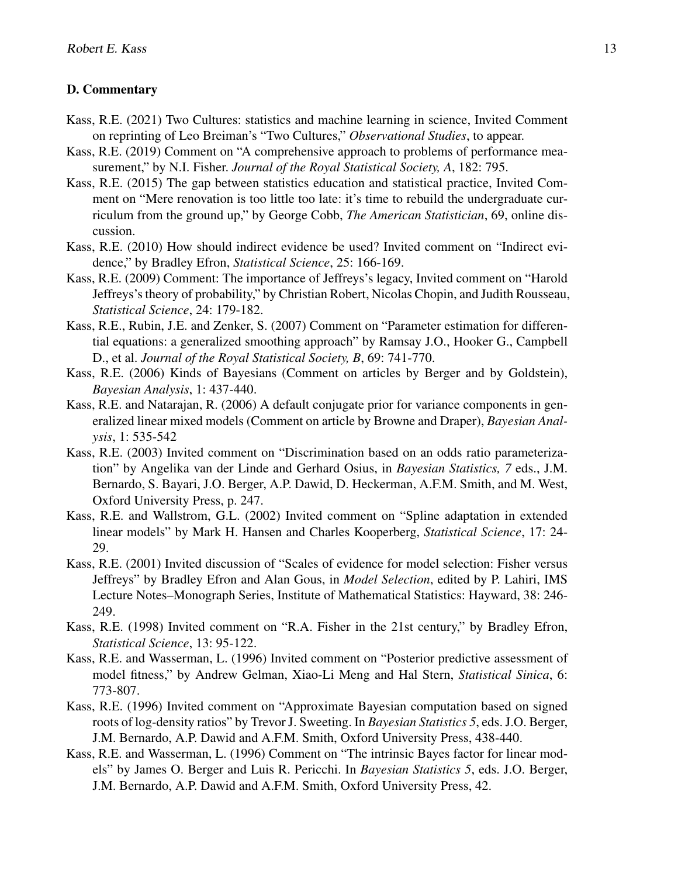### D. Commentary

Kass, R.E. (2021) Two Cultures: statistics and machine learning in science, Invited Comment on reprinting of Leo Breiman's "Two Cultures," *Observational Studies*, to appear.

Kass, R.E. (2019) Comment on "A comprehensive approach to problems of performance measurement," by N.I. Fisher. *Journal of the Royal Statistical Society, A*, 182: 795.

Kass, R.E. (2015) The gap between statistics education and statistical practice, Invited Comment on "Mere renovation is too little too late: it's time to rebuild the undergraduate curriculum from the ground up," by George Cobb, *The American Statistician*, 69, online discussion.

Kass, R.E. (2010) How should indirect evidence be used? Invited comment on "Indirect evidence," by Bradley Efron, *Statistical Science*, 25: 166-169.

Kass, R.E. (2009) Comment: The importance of Jeffreys's legacy, Invited comment on "Harold Jeffreys's theory of probability," by Christian Robert, Nicolas Chopin, and Judith Rousseau, *Statistical Science*, 24: 179-182.

Kass, R.E., Rubin, J.E. and Zenker, S. (2007) Comment on "Parameter estimation for differential equations: a generalized smoothing approach" by Ramsay J.O., Hooker G., Campbell D., et al. *Journal of the Royal Statistical Society, B*, 69: 741-770.

Kass, R.E. (2006) Kinds of Bayesians (Comment on articles by Berger and by Goldstein), *Bayesian Analysis*, 1: 437-440.

Kass, R.E. and Natarajan, R. (2006) A default conjugate prior for variance components in generalized linear mixed models (Comment on article by Browne and Draper), *Bayesian Analysis*, 1: 535-542

Kass, R.E. (2003) Invited comment on "Discrimination based on an odds ratio parameterization" by Angelika van der Linde and Gerhard Osius, in *Bayesian Statistics, 7* eds., J.M. Bernardo, S. Bayari, J.O. Berger, A.P. Dawid, D. Heckerman, A.F.M. Smith, and M. West, Oxford University Press, p. 247.

Kass, R.E. and Wallstrom, G.L. (2002) Invited comment on "Spline adaptation in extended linear models" by Mark H. Hansen and Charles Kooperberg, *Statistical Science*, 17: 24-29.

Kass, R.E. (2001) Invited discussion of "Scales of evidence for model selection: Fisher versus Jeffreys" by Bradley Efron and Alan Gous, in *Model Selection*, edited by P. Lahiri, IMS Lecture Notes–Monograph Series, Institute of Mathematical Statistics: Hayward, 38: 246-249.

Kass, R.E. (1998) Invited comment on "R.A. Fisher in the 21st century," by Bradley Efron, *Statistical Science*, 13: 95-122.

Kass, R.E. and Wasserman, L. (1996) Invited comment on "Posterior predictive assessment of model fitness," by Andrew Gelman, Xiao-Li Meng and Hal Stern, *Statistical Sinica*, 6: 773-807.

Kass, R.E. (1996) Invited comment on "Approximate Bayesian computation based on signed roots of log-density ratios" by Trevor J. Sweeting. In *Bayesian Statistics 5*, eds. J.O. Berger, J.M. Bernardo, A.P. Dawid and A.F.M. Smith, Oxford University Press, 438-440.

Kass, R.E. and Wasserman, L. (1996) Comment on "The intrinsic Bayes factor for linear models" by James O. Berger and Luis R. Pericchi. In *Bayesian Statistics 5*, eds. J.O. Berger, J.M. Bernardo, A.P. Dawid and A.F.M. Smith, Oxford University Press, 42.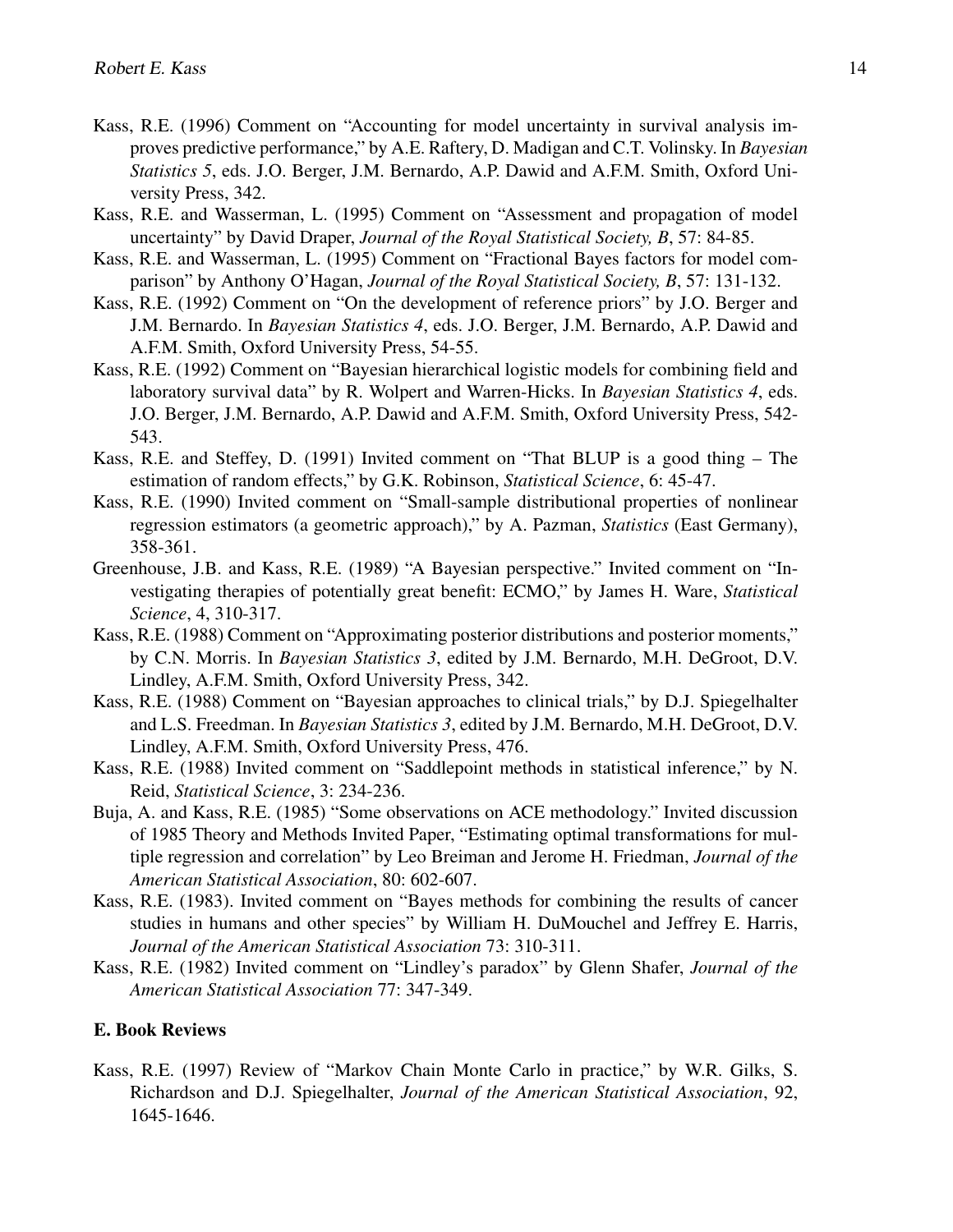Kass, R.E. (1996) Comment on "Accounting for model uncertainty in survival analysis improves predictive performance," by A.E. Raftery, D. Madigan and C.T. Volinsky. In *Bayesian Statistics 5*, eds. J.O. Berger, J.M. Bernardo, A.P. Dawid and A.F.M. Smith, Oxford University Press, 342.

Kass, R.E. and Wasserman, L. (1995) Comment on "Assessment and propagation of model uncertainty" by David Draper, *Journal of the Royal Statistical Society, B*, 57: 84-85.

Kass, R.E. and Wasserman, L. (1995) Comment on "Fractional Bayes factors for model comparison" by Anthony O'Hagan, *Journal of the Royal Statistical Society, B*, 57: 131-132.

Kass, R.E. (1992) Comment on "On the development of reference priors" by J.O. Berger and J.M. Bernardo. In *Bayesian Statistics 4*, eds. J.O. Berger, J.M. Bernardo, A.P. Dawid and A.F.M. Smith, Oxford University Press, 54-55.

Kass, R.E. (1992) Comment on "Bayesian hierarchical logistic models for combining field and laboratory survival data" by R. Wolpert and Warren-Hicks. In *Bayesian Statistics 4*, eds. J.O. Berger, J.M. Bernardo, A.P. Dawid and A.F.M. Smith, Oxford University Press, 542-543.

Kass, R.E. and Steffey, D. (1991) Invited comment on "That BLUP is a good thing – The estimation of random effects," by G.K. Robinson, *Statistical Science*, 6: 45-47.

Kass, R.E. (1990) Invited comment on "Small-sample distributional properties of nonlinear regression estimators (a geometric approach)," by A. Pazman, *Statistics* (East Germany), 358-361.

Greenhouse, J.B. and Kass, R.E. (1989) "A Bayesian perspective." Invited comment on "Investigating therapies of potentially great benefit: ECMO," by James H. Ware, *Statistical Science*, 4, 310-317.

Kass, R.E. (1988) Comment on "Approximating posterior distributions and posterior moments," by C.N. Morris. In *Bayesian Statistics 3*, edited by J.M. Bernardo, M.H. DeGroot, D.V. Lindley, A.F.M. Smith, Oxford University Press, 342.

Kass, R.E. (1988) Comment on "Bayesian approaches to clinical trials," by D.J. Spiegelhalter and L.S. Freedman. In *Bayesian Statistics 3*, edited by J.M. Bernardo, M.H. DeGroot, D.V. Lindley, A.F.M. Smith, Oxford University Press, 476.

Kass, R.E. (1988) Invited comment on "Saddlepoint methods in statistical inference," by N. Reid, *Statistical Science*, 3: 234-236.

Buja, A. and Kass, R.E. (1985) "Some observations on ACE methodology." Invited discussion of 1985 Theory and Methods Invited Paper, "Estimating optimal transformations for multiple regression and correlation" by Leo Breiman and Jerome H. Friedman, *Journal of the American Statistical Association*, 80: 602-607.

Kass, R.E. (1983). Invited comment on "Bayes methods for combining the results of cancer studies in humans and other species" by William H. DuMouchel and Jeffrey E. Harris, *Journal of the American Statistical Association* 73: 310-311.

Kass, R.E. (1982) Invited comment on "Lindley's paradox" by Glenn Shafer, *Journal of the American Statistical Association* 77: 347-349.

### E. Book Reviews

Kass, R.E. (1997) Review of "Markov Chain Monte Carlo in practice," by W.R. Gilks, S. Richardson and D.J. Spiegelhalter, *Journal of the American Statistical Association*, 92, 1645-1646.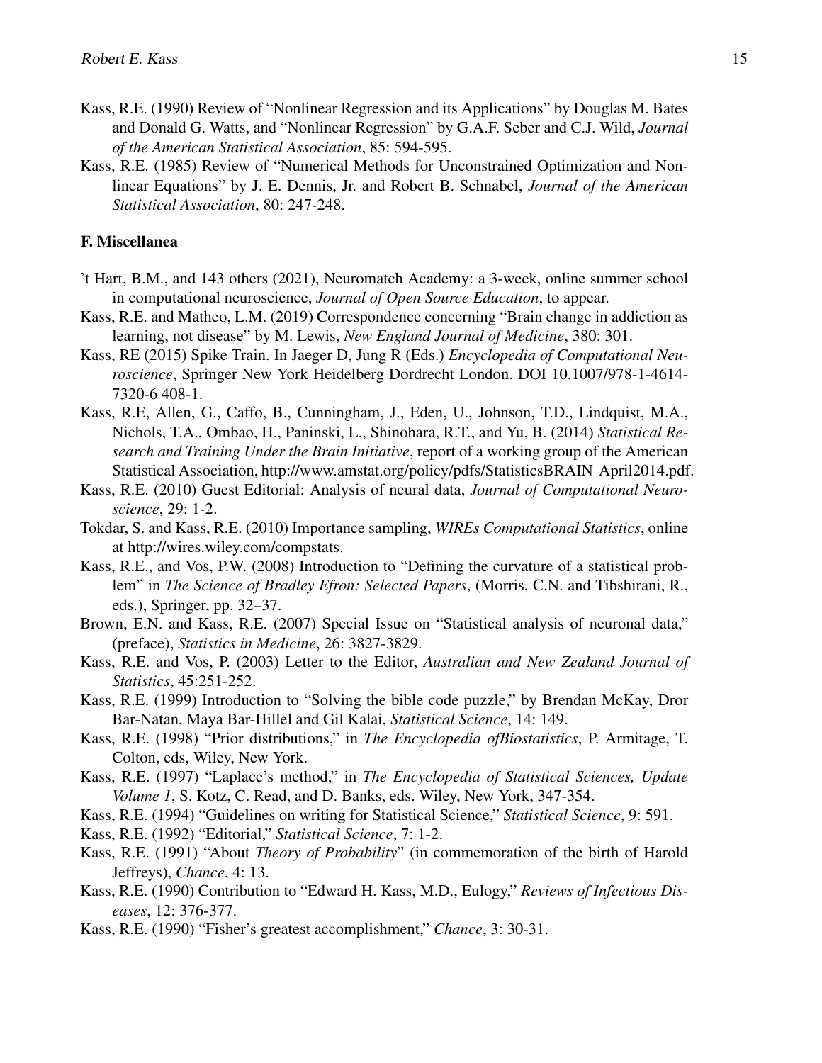Kass, R.E. (1990) Review of "Nonlinear Regression and its Applications" by Douglas M. Bates and Donald G. Watts, and "Nonlinear Regression" by G.A.F. Seber and C.J. Wild, *Journal of the American Statistical Association*, 85: 594-595.

Kass, R.E. (1985) Review of "Numerical Methods for Unconstrained Optimization and Nonlinear Equations" by J. E. Dennis, Jr. and Robert B. Schnabel, *Journal of the American Statistical Association*, 80: 247-248.

### F. Miscellanea

't Hart, B.M., and 143 others (2021), Neuromatch Academy: a 3-week, online summer school in computational neuroscience, *Journal of Open Source Education*, to appear.

Kass, R.E. and Matheo, L.M. (2019) Correspondence concerning "Brain change in addiction as learning, not disease" by M. Lewis, *New England Journal of Medicine*, 380: 301.

Kass, RE (2015) Spike Train. In Jaeger D, Jung R (Eds.) *Encyclopedia of Computational Neuroscience*, Springer New York Heidelberg Dordrecht London. DOI 10.1007/978-1-4614-7320-6 408-1.

Kass, R.E, Allen, G., Caffo, B., Cunningham, J., Eden, U., Johnson, T.D., Lindquist, M.A., Nichols, T.A., Ombao, H., Paninski, L., Shinohara, R.T., and Yu, B. (2014) *Statistical Research and Training Under the Brain Initiative*, report of a working group of the American Statistical Association, http://www.amstat.org/policy/pdfs/StatisticsBRAIN_April2014.pdf.

Kass, R.E. (2010) Guest Editorial: Analysis of neural data, *Journal of Computational Neuroscience*, 29: 1-2.

Tokdar, S. and Kass, R.E. (2010) Importance sampling, *WIREs Computational Statistics*, online at http://wires.wiley.com/compstats.

Kass, R.E., and Vos, P.W. (2008) Introduction to "Defining the curvature of a statistical problem" in *The Science of Bradley Efron: Selected Papers*, (Morris, C.N. and Tibshirani, R., eds.), Springer, pp. 32–37.

Brown, E.N. and Kass, R.E. (2007) Special Issue on "Statistical analysis of neuronal data," (preface), *Statistics in Medicine*, 26: 3827-3829.

Kass, R.E. and Vos, P. (2003) Letter to the Editor, *Australian and New Zealand Journal of Statistics*, 45:251-252.

Kass, R.E. (1999) Introduction to "Solving the bible code puzzle," by Brendan McKay, Dror Bar-Natan, Maya Bar-Hillel and Gil Kalai, *Statistical Science*, 14: 149.

Kass, R.E. (1998) "Prior distributions," in *The Encyclopedia ofBiostatistics*, P. Armitage, T. Colton, eds, Wiley, New York.

Kass, R.E. (1997) "Laplace's method," in *The Encyclopedia of Statistical Sciences, Update Volume 1*, S. Kotz, C. Read, and D. Banks, eds. Wiley, New York, 347-354.

Kass, R.E. (1994) "Guidelines on writing for Statistical Science," *Statistical Science*, 9: 591.

Kass, R.E. (1992) "Editorial," *Statistical Science*, 7: 1-2.

Kass, R.E. (1991) "About *Theory of Probability*" (in commemoration of the birth of Harold Jeffreys), *Chance*, 4: 13.

Kass, R.E. (1990) Contribution to "Edward H. Kass, M.D., Eulogy," *Reviews of Infectious Diseases*, 12: 376-377.

Kass, R.E. (1990) "Fisher's greatest accomplishment," *Chance*, 3: 30-31.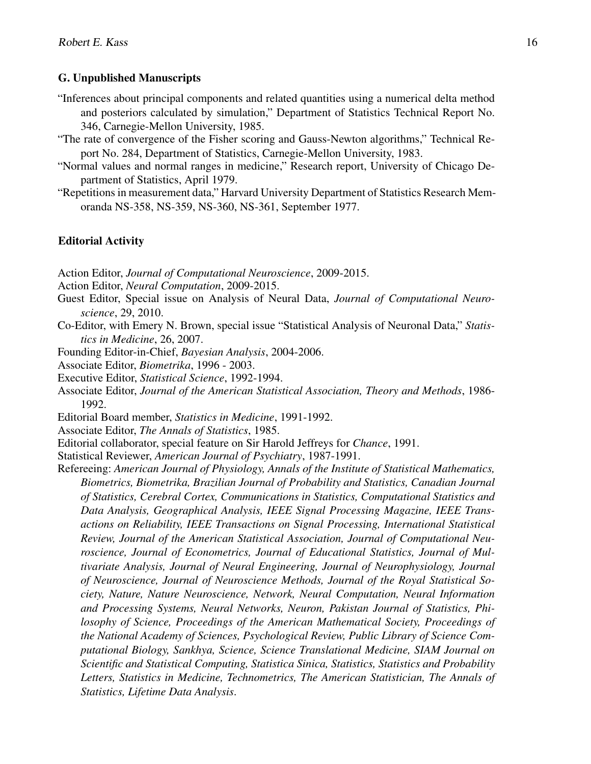### G. Unpublished Manuscripts

"Inferences about principal components and related quantities using a numerical delta method and posteriors calculated by simulation," Department of Statistics Technical Report No. 346, Carnegie-Mellon University, 1985.

"The rate of convergence of the Fisher scoring and Gauss-Newton algorithms," Technical Report No. 284, Department of Statistics, Carnegie-Mellon University, 1983.

"Normal values and normal ranges in medicine," Research report, University of Chicago Department of Statistics, April 1979.

"Repetitions in measurement data," Harvard University Department of Statistics Research Memoranda NS-358, NS-359, NS-360, NS-361, September 1977.

### Editorial Activity

Action Editor, *Journal of Computational Neuroscience*, 2009-2015.

Action Editor, *Neural Computation*, 2009-2015.

Guest Editor, Special issue on Analysis of Neural Data, *Journal of Computational Neuroscience*, 29, 2010.

Co-Editor, with Emery N. Brown, special issue "Statistical Analysis of Neuronal Data," *Statistics in Medicine*, 26, 2007.

Founding Editor-in-Chief, *Bayesian Analysis*, 2004-2006.

Associate Editor, *Biometrika*, 1996 - 2003.

Executive Editor, *Statistical Science*, 1992-1994.

Associate Editor, *Journal of the American Statistical Association, Theory and Methods*, 1986-1992.

Editorial Board member, *Statistics in Medicine*, 1991-1992.

Associate Editor, *The Annals of Statistics*, 1985.

Editorial collaborator, special feature on Sir Harold Jeffreys for *Chance*, 1991.

Statistical Reviewer, *American Journal of Psychiatry*, 1987-1991.

Refereeing: *American Journal of Physiology, Annals of the Institute of Statistical Mathematics, Biometrics, Biometrika, Brazilian Journal of Probability and Statistics, Canadian Journal of Statistics, Cerebral Cortex, Communications in Statistics, Computational Statistics and Data Analysis, Geographical Analysis, IEEE Signal Processing Magazine, IEEE Transactions on Reliability, IEEE Transactions on Signal Processing, International Statistical Review, Journal of the American Statistical Association, Journal of Computational Neuroscience, Journal of Econometrics, Journal of Educational Statistics, Journal of Multivariate Analysis, Journal of Neural Engineering, Journal of Neurophysiology, Journal of Neuroscience, Journal of Neuroscience Methods, Journal of the Royal Statistical Society, Nature, Nature Neuroscience, Network, Neural Computation, Neural Information and Processing Systems, Neural Networks, Neuron, Pakistan Journal of Statistics, Philosophy of Science, Proceedings of the American Mathematical Society, Proceedings of the National Academy of Sciences, Psychological Review, Public Library of Science Computational Biology, Sankhya, Science, Science Translational Medicine, SIAM Journal on Scientific and Statistical Computing, Statistica Sinica, Statistics, Statistics and Probability Letters, Statistics in Medicine, Technometrics, The American Statistician, The Annals of Statistics, Lifetime Data Analysis*.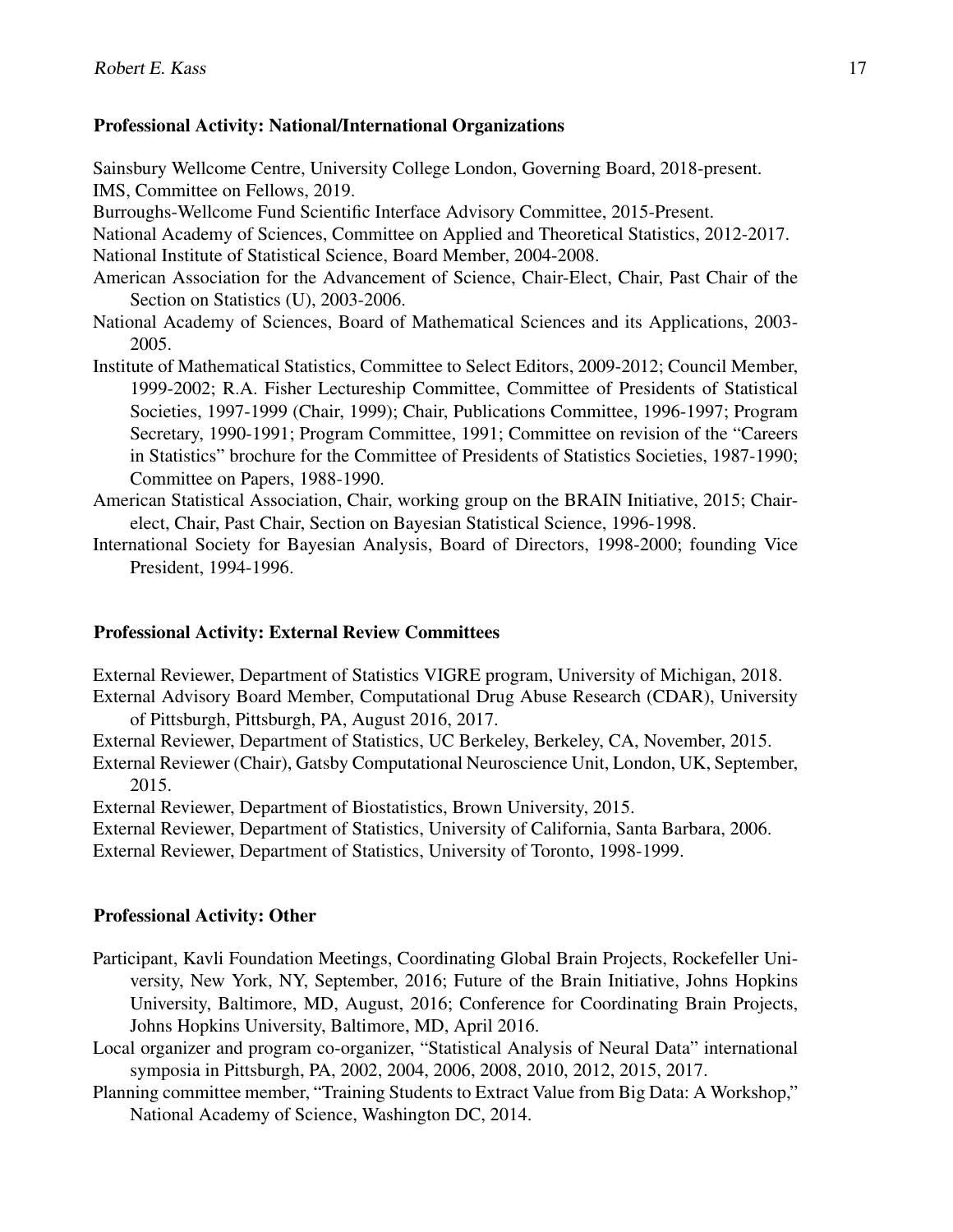### Professional Activity: National/International Organizations

Sainsbury Wellcome Centre, University College London, Governing Board, 2018-present.

IMS, Committee on Fellows, 2019.

Burroughs-Wellcome Fund Scientific Interface Advisory Committee, 2015-Present.

National Academy of Sciences, Committee on Applied and Theoretical Statistics, 2012-2017.

National Institute of Statistical Science, Board Member, 2004-2008.

American Association for the Advancement of Science, Chair-Elect, Chair, Past Chair of the Section on Statistics (U), 2003-2006.

National Academy of Sciences, Board of Mathematical Sciences and its Applications, 2003-2005.

Institute of Mathematical Statistics, Committee to Select Editors, 2009-2012; Council Member, 1999-2002; R.A. Fisher Lectureship Committee, Committee of Presidents of Statistical Societies, 1997-1999 (Chair, 1999); Chair, Publications Committee, 1996-1997; Program Secretary, 1990-1991; Program Committee, 1991; Committee on revision of the "Careers in Statistics" brochure for the Committee of Presidents of Statistics Societies, 1987-1990; Committee on Papers, 1988-1990.

American Statistical Association, Chair, working group on the BRAIN Initiative, 2015; Chair-elect, Chair, Past Chair, Section on Bayesian Statistical Science, 1996-1998.

International Society for Bayesian Analysis, Board of Directors, 1998-2000; founding Vice President, 1994-1996.

### Professional Activity: External Review Committees

External Reviewer, Department of Statistics VIGRE program, University of Michigan, 2018.

External Advisory Board Member, Computational Drug Abuse Research (CDAR), University of Pittsburgh, Pittsburgh, PA, August 2016, 2017.

External Reviewer, Department of Statistics, UC Berkeley, Berkeley, CA, November, 2015.

External Reviewer (Chair), Gatsby Computational Neuroscience Unit, London, UK, September, 2015.

External Reviewer, Department of Biostatistics, Brown University, 2015.

External Reviewer, Department of Statistics, University of California, Santa Barbara, 2006.

External Reviewer, Department of Statistics, University of Toronto, 1998-1999.

### Professional Activity: Other

Participant, Kavli Foundation Meetings, Coordinating Global Brain Projects, Rockefeller University, New York, NY, September, 2016; Future of the Brain Initiative, Johns Hopkins University, Baltimore, MD, August, 2016; Conference for Coordinating Brain Projects, Johns Hopkins University, Baltimore, MD, April 2016.

Local organizer and program co-organizer, "Statistical Analysis of Neural Data" international symposia in Pittsburgh, PA, 2002, 2004, 2006, 2008, 2010, 2012, 2015, 2017.

Planning committee member, "Training Students to Extract Value from Big Data: A Workshop," National Academy of Science, Washington DC, 2014.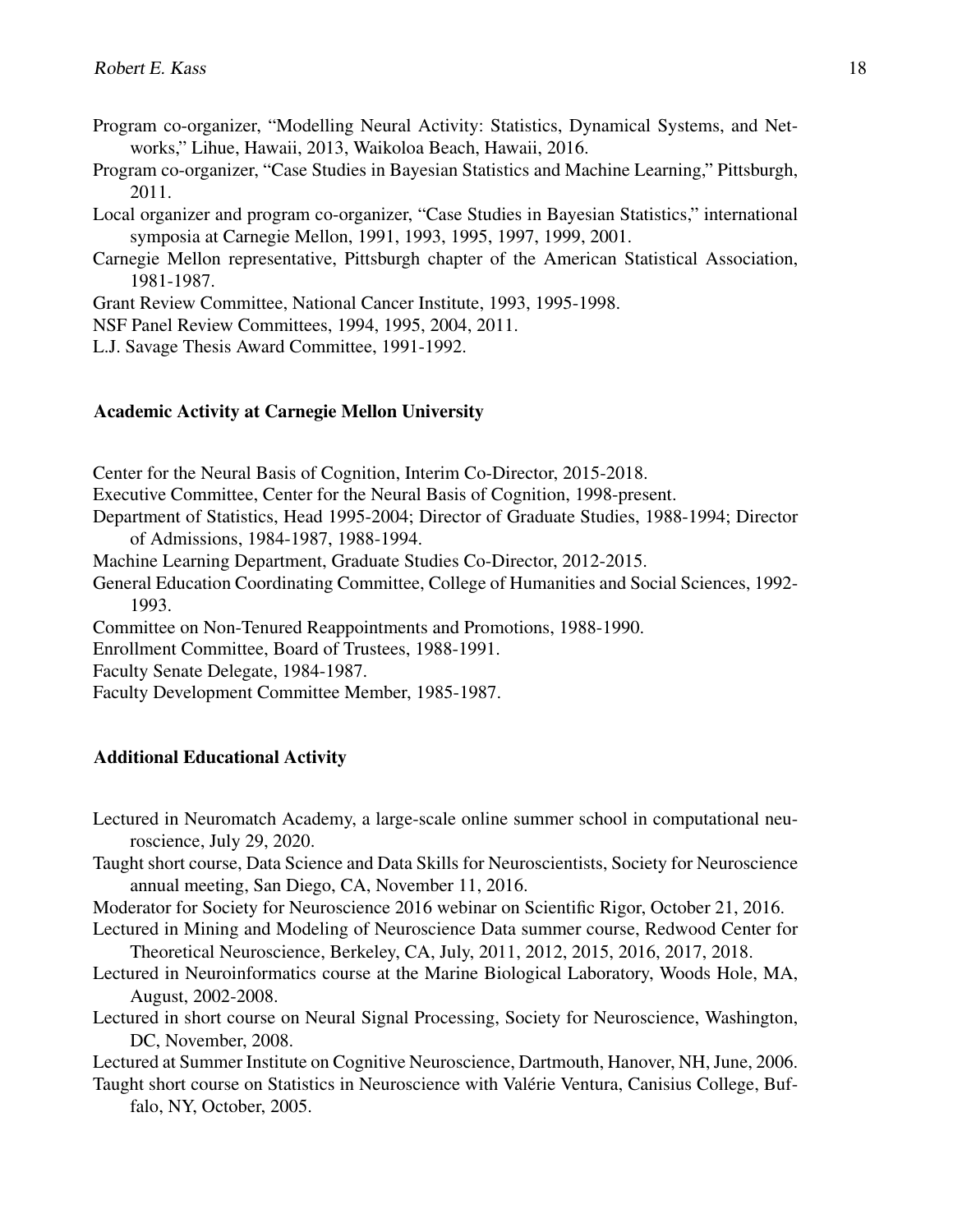Program co-organizer, "Modelling Neural Activity: Statistics, Dynamical Systems, and Networks," Lihue, Hawaii, 2013, Waikoloa Beach, Hawaii, 2016.

Program co-organizer, "Case Studies in Bayesian Statistics and Machine Learning," Pittsburgh, 2011.

Local organizer and program co-organizer, "Case Studies in Bayesian Statistics," international symposia at Carnegie Mellon, 1991, 1993, 1995, 1997, 1999, 2001.

Carnegie Mellon representative, Pittsburgh chapter of the American Statistical Association, 1981-1987.

Grant Review Committee, National Cancer Institute, 1993, 1995-1998.

NSF Panel Review Committees, 1994, 1995, 2004, 2011.

L.J. Savage Thesis Award Committee, 1991-1992.

## Academic Activity at Carnegie Mellon University

Center for the Neural Basis of Cognition, Interim Co-Director, 2015-2018.

Executive Committee, Center for the Neural Basis of Cognition, 1998-present.

Department of Statistics, Head 1995-2004; Director of Graduate Studies, 1988-1994; Director of Admissions, 1984-1987, 1988-1994.

Machine Learning Department, Graduate Studies Co-Director, 2012-2015.

General Education Coordinating Committee, College of Humanities and Social Sciences, 1992-1993.

Committee on Non-Tenured Reappointments and Promotions, 1988-1990.

Enrollment Committee, Board of Trustees, 1988-1991.

Faculty Senate Delegate, 1984-1987.

Faculty Development Committee Member, 1985-1987.

## Additional Educational Activity

Lectured in Neuromatch Academy, a large-scale online summer school in computational neuroscience, July 29, 2020.

Taught short course, Data Science and Data Skills for Neuroscientists, Society for Neuroscience annual meeting, San Diego, CA, November 11, 2016.

Moderator for Society for Neuroscience 2016 webinar on Scientific Rigor, October 21, 2016.

Lectured in Mining and Modeling of Neuroscience Data summer course, Redwood Center for Theoretical Neuroscience, Berkeley, CA, July, 2011, 2012, 2015, 2016, 2017, 2018.

Lectured in Neuroinformatics course at the Marine Biological Laboratory, Woods Hole, MA, August, 2002-2008.

Lectured in short course on Neural Signal Processing, Society for Neuroscience, Washington, DC, November, 2008.

Lectured at Summer Institute on Cognitive Neuroscience, Dartmouth, Hanover, NH, June, 2006.

Taught short course on Statistics in Neuroscience with Valérie Ventura, Canisius College, Buffalo, NY, October, 2005.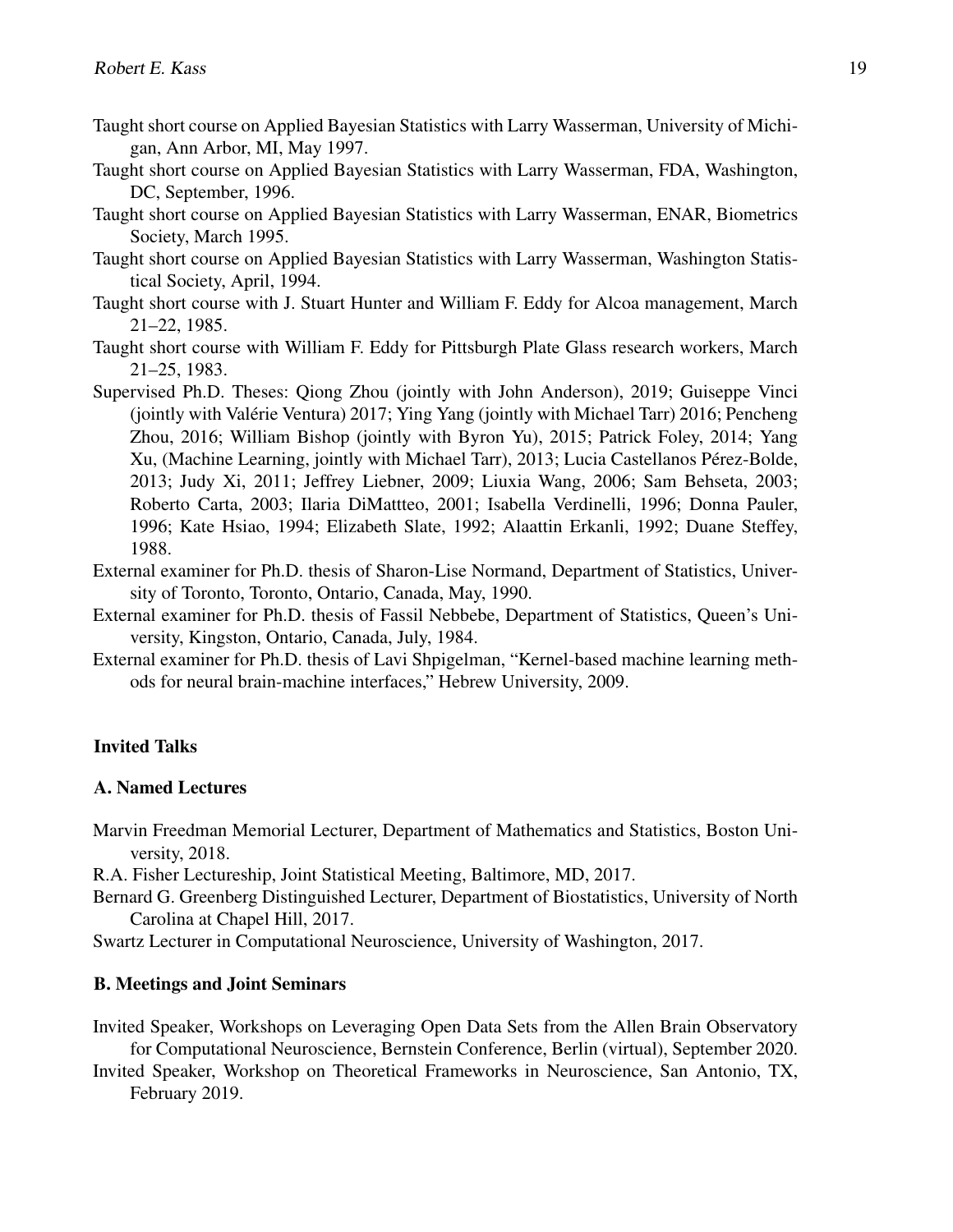Taught short course on Applied Bayesian Statistics with Larry Wasserman, University of Michigan, Ann Arbor, MI, May 1997.

Taught short course on Applied Bayesian Statistics with Larry Wasserman, FDA, Washington, DC, September, 1996.

Taught short course on Applied Bayesian Statistics with Larry Wasserman, ENAR, Biometrics Society, March 1995.

Taught short course on Applied Bayesian Statistics with Larry Wasserman, Washington Statistical Society, April, 1994.

Taught short course with J. Stuart Hunter and William F. Eddy for Alcoa management, March 21–22, 1985.

Taught short course with William F. Eddy for Pittsburgh Plate Glass research workers, March 21–25, 1983.

Supervised Ph.D. Theses: Qiong Zhou (jointly with John Anderson), 2019; Guiseppe Vinci (jointly with Valérie Ventura) 2017; Ying Yang (jointly with Michael Tarr) 2016; Pencheng Zhou, 2016; William Bishop (jointly with Byron Yu), 2015; Patrick Foley, 2014; Yang Xu, (Machine Learning, jointly with Michael Tarr), 2013; Lucia Castellanos Pérez-Bolde, 2013; Judy Xi, 2011; Jeffrey Liebner, 2009; Liuxia Wang, 2006; Sam Behseta, 2003; Roberto Carta, 2003; Ilaria DiMattteo, 2001; Isabella Verdinelli, 1996; Donna Pauler, 1996; Kate Hsiao, 1994; Elizabeth Slate, 1992; Alaattin Erkanli, 1992; Duane Steffey, 1988.

External examiner for Ph.D. thesis of Sharon-Lise Normand, Department of Statistics, University of Toronto, Toronto, Ontario, Canada, May, 1990.

External examiner for Ph.D. thesis of Fassil Nebbebe, Department of Statistics, Queen's University, Kingston, Ontario, Canada, July, 1984.

External examiner for Ph.D. thesis of Lavi Shpigelman, "Kernel-based machine learning methods for neural brain-machine interfaces," Hebrew University, 2009.

## Invited Talks

### A. Named Lectures

Marvin Freedman Memorial Lecturer, Department of Mathematics and Statistics, Boston University, 2018.

R.A. Fisher Lectureship, Joint Statistical Meeting, Baltimore, MD, 2017.

Bernard G. Greenberg Distinguished Lecturer, Department of Biostatistics, University of North Carolina at Chapel Hill, 2017.

Swartz Lecturer in Computational Neuroscience, University of Washington, 2017.

### B. Meetings and Joint Seminars

Invited Speaker, Workshops on Leveraging Open Data Sets from the Allen Brain Observatory for Computational Neuroscience, Bernstein Conference, Berlin (virtual), September 2020.

Invited Speaker, Workshop on Theoretical Frameworks in Neuroscience, San Antonio, TX, February 2019.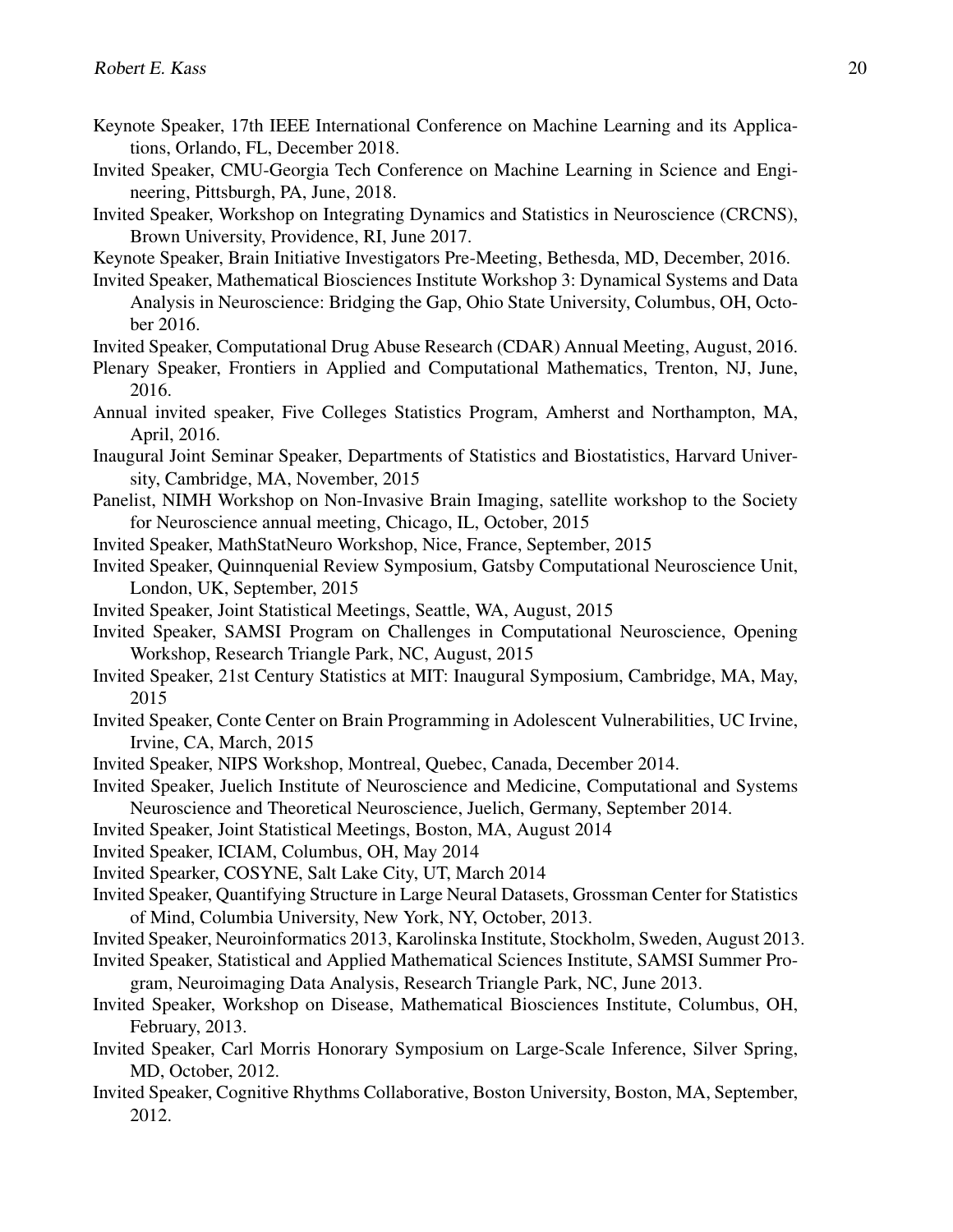Keynote Speaker, 17th IEEE International Conference on Machine Learning and its Applications, Orlando, FL, December 2018.

Invited Speaker, CMU-Georgia Tech Conference on Machine Learning in Science and Engineering, Pittsburgh, PA, June, 2018.

Invited Speaker, Workshop on Integrating Dynamics and Statistics in Neuroscience (CRCNS), Brown University, Providence, RI, June 2017.

Keynote Speaker, Brain Initiative Investigators Pre-Meeting, Bethesda, MD, December, 2016.

Invited Speaker, Mathematical Biosciences Institute Workshop 3: Dynamical Systems and Data Analysis in Neuroscience: Bridging the Gap, Ohio State University, Columbus, OH, October 2016.

Invited Speaker, Computational Drug Abuse Research (CDAR) Annual Meeting, August, 2016.

Plenary Speaker, Frontiers in Applied and Computational Mathematics, Trenton, NJ, June, 2016.

Annual invited speaker, Five Colleges Statistics Program, Amherst and Northampton, MA, April, 2016.

Inaugural Joint Seminar Speaker, Departments of Statistics and Biostatistics, Harvard University, Cambridge, MA, November, 2015

Panelist, NIMH Workshop on Non-Invasive Brain Imaging, satellite workshop to the Society for Neuroscience annual meeting, Chicago, IL, October, 2015

Invited Speaker, MathStatNeuro Workshop, Nice, France, September, 2015

Invited Speaker, Quinnquenial Review Symposium, Gatsby Computational Neuroscience Unit, London, UK, September, 2015

Invited Speaker, Joint Statistical Meetings, Seattle, WA, August, 2015

Invited Speaker, SAMSI Program on Challenges in Computational Neuroscience, Opening Workshop, Research Triangle Park, NC, August, 2015

Invited Speaker, 21st Century Statistics at MIT: Inaugural Symposium, Cambridge, MA, May, 2015

Invited Speaker, Conte Center on Brain Programming in Adolescent Vulnerabilities, UC Irvine, Irvine, CA, March, 2015

Invited Speaker, NIPS Workshop, Montreal, Quebec, Canada, December 2014.

Invited Speaker, Juelich Institute of Neuroscience and Medicine, Computational and Systems Neuroscience and Theoretical Neuroscience, Juelich, Germany, September 2014.

Invited Speaker, Joint Statistical Meetings, Boston, MA, August 2014

Invited Speaker, ICIAM, Columbus, OH, May 2014

Invited Spearker, COSYNE, Salt Lake City, UT, March 2014

Invited Speaker, Quantifying Structure in Large Neural Datasets, Grossman Center for Statistics of Mind, Columbia University, New York, NY, October, 2013.

Invited Speaker, Neuroinformatics 2013, Karolinska Institute, Stockholm, Sweden, August 2013.

Invited Speaker, Statistical and Applied Mathematical Sciences Institute, SAMSI Summer Program, Neuroimaging Data Analysis, Research Triangle Park, NC, June 2013.

Invited Speaker, Workshop on Disease, Mathematical Biosciences Institute, Columbus, OH, February, 2013.

Invited Speaker, Carl Morris Honorary Symposium on Large-Scale Inference, Silver Spring, MD, October, 2012.

Invited Speaker, Cognitive Rhythms Collaborative, Boston University, Boston, MA, September, 2012.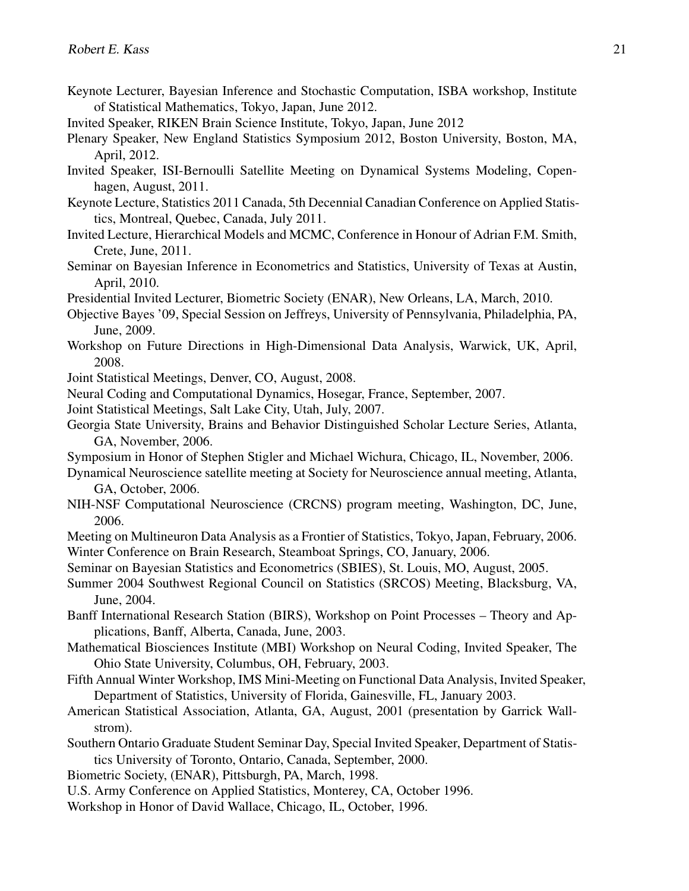Keynote Lecturer, Bayesian Inference and Stochastic Computation, ISBA workshop, Institute of Statistical Mathematics, Tokyo, Japan, June 2012.

Invited Speaker, RIKEN Brain Science Institute, Tokyo, Japan, June 2012

Plenary Speaker, New England Statistics Symposium 2012, Boston University, Boston, MA, April, 2012.

Invited Speaker, ISI-Bernoulli Satellite Meeting on Dynamical Systems Modeling, Copenhagen, August, 2011.

Keynote Lecture, Statistics 2011 Canada, 5th Decennial Canadian Conference on Applied Statistics, Montreal, Quebec, Canada, July 2011.

Invited Lecture, Hierarchical Models and MCMC, Conference in Honour of Adrian F.M. Smith, Crete, June, 2011.

Seminar on Bayesian Inference in Econometrics and Statistics, University of Texas at Austin, April, 2010.

Presidential Invited Lecturer, Biometric Society (ENAR), New Orleans, LA, March, 2010.

Objective Bayes '09, Special Session on Jeffreys, University of Pennsylvania, Philadelphia, PA, June, 2009.

Workshop on Future Directions in High-Dimensional Data Analysis, Warwick, UK, April, 2008.

Joint Statistical Meetings, Denver, CO, August, 2008.

Neural Coding and Computational Dynamics, Hosegar, France, September, 2007.

Joint Statistical Meetings, Salt Lake City, Utah, July, 2007.

Georgia State University, Brains and Behavior Distinguished Scholar Lecture Series, Atlanta, GA, November, 2006.

Symposium in Honor of Stephen Stigler and Michael Wichura, Chicago, IL, November, 2006.

Dynamical Neuroscience satellite meeting at Society for Neuroscience annual meeting, Atlanta, GA, October, 2006.

NIH-NSF Computational Neuroscience (CRCNS) program meeting, Washington, DC, June, 2006.

Meeting on Multineuron Data Analysis as a Frontier of Statistics, Tokyo, Japan, February, 2006.

Winter Conference on Brain Research, Steamboat Springs, CO, January, 2006.

Seminar on Bayesian Statistics and Econometrics (SBIES), St. Louis, MO, August, 2005.

Summer 2004 Southwest Regional Council on Statistics (SRCOS) Meeting, Blacksburg, VA, June, 2004.

Banff International Research Station (BIRS), Workshop on Point Processes – Theory and Applications, Banff, Alberta, Canada, June, 2003.

Mathematical Biosciences Institute (MBI) Workshop on Neural Coding, Invited Speaker, The Ohio State University, Columbus, OH, February, 2003.

Fifth Annual Winter Workshop, IMS Mini-Meeting on Functional Data Analysis, Invited Speaker, Department of Statistics, University of Florida, Gainesville, FL, January 2003.

American Statistical Association, Atlanta, GA, August, 2001 (presentation by Garrick Wallstrom).

Southern Ontario Graduate Student Seminar Day, Special Invited Speaker, Department of Statistics University of Toronto, Ontario, Canada, September, 2000.

Biometric Society, (ENAR), Pittsburgh, PA, March, 1998.

U.S. Army Conference on Applied Statistics, Monterey, CA, October 1996.

Workshop in Honor of David Wallace, Chicago, IL, October, 1996.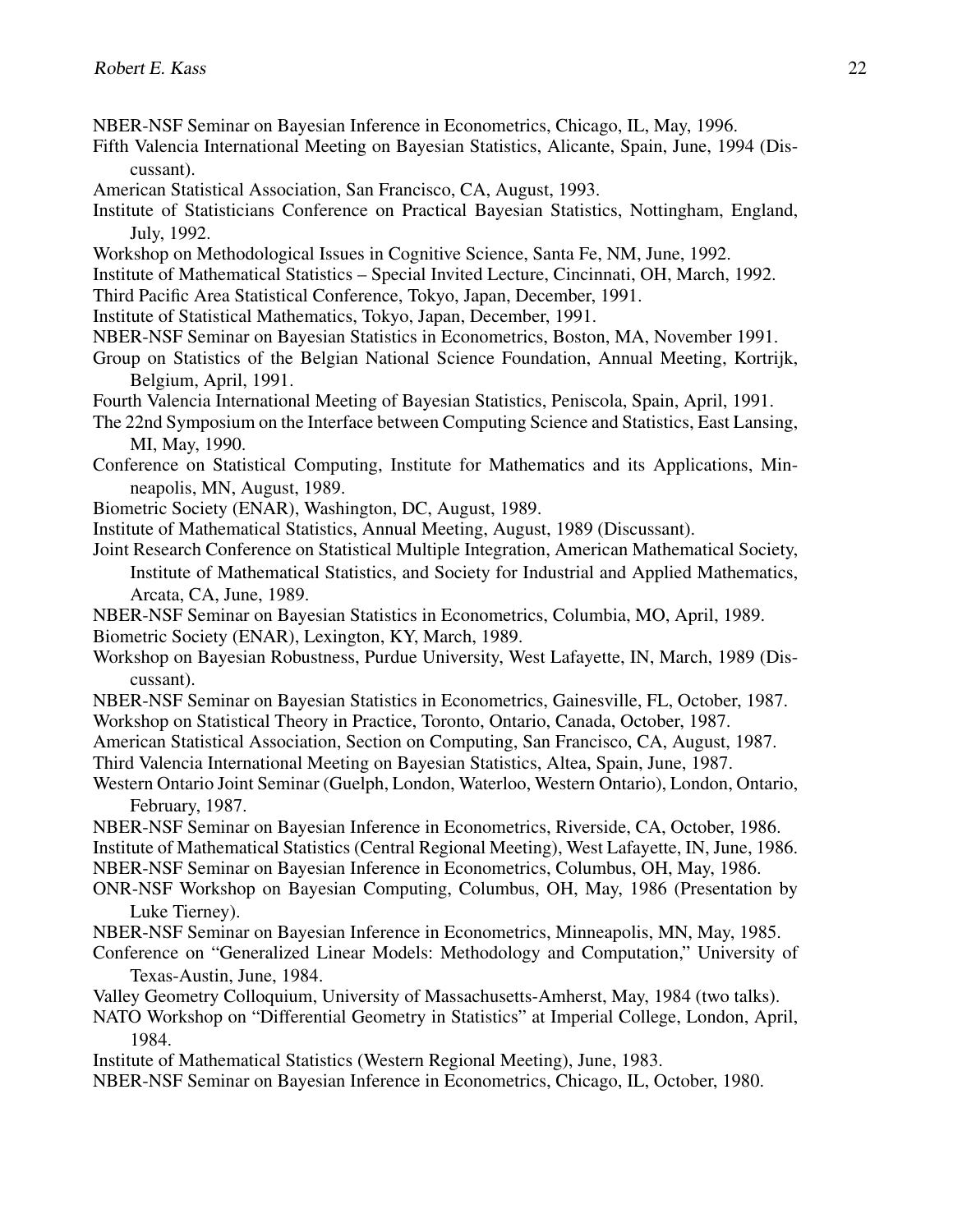NBER-NSF Seminar on Bayesian Inference in Econometrics, Chicago, IL, May, 1996.

Fifth Valencia International Meeting on Bayesian Statistics, Alicante, Spain, June, 1994 (Discussant).

American Statistical Association, San Francisco, CA, August, 1993.

Institute of Statisticians Conference on Practical Bayesian Statistics, Nottingham, England, July, 1992.

Workshop on Methodological Issues in Cognitive Science, Santa Fe, NM, June, 1992.

Institute of Mathematical Statistics – Special Invited Lecture, Cincinnati, OH, March, 1992.

Third Pacific Area Statistical Conference, Tokyo, Japan, December, 1991.

Institute of Statistical Mathematics, Tokyo, Japan, December, 1991.

NBER-NSF Seminar on Bayesian Statistics in Econometrics, Boston, MA, November 1991.

Group on Statistics of the Belgian National Science Foundation, Annual Meeting, Kortrijk, Belgium, April, 1991.

Fourth Valencia International Meeting of Bayesian Statistics, Peniscola, Spain, April, 1991.

The 22nd Symposium on the Interface between Computing Science and Statistics, East Lansing, MI, May, 1990.

Conference on Statistical Computing, Institute for Mathematics and its Applications, Minneapolis, MN, August, 1989.

Biometric Society (ENAR), Washington, DC, August, 1989.

Institute of Mathematical Statistics, Annual Meeting, August, 1989 (Discussant).

Joint Research Conference on Statistical Multiple Integration, American Mathematical Society, Institute of Mathematical Statistics, and Society for Industrial and Applied Mathematics, Arcata, CA, June, 1989.

NBER-NSF Seminar on Bayesian Statistics in Econometrics, Columbia, MO, April, 1989.

Biometric Society (ENAR), Lexington, KY, March, 1989.

Workshop on Bayesian Robustness, Purdue University, West Lafayette, IN, March, 1989 (Discussant).

NBER-NSF Seminar on Bayesian Statistics in Econometrics, Gainesville, FL, October, 1987.

Workshop on Statistical Theory in Practice, Toronto, Ontario, Canada, October, 1987.

American Statistical Association, Section on Computing, San Francisco, CA, August, 1987.

Third Valencia International Meeting on Bayesian Statistics, Altea, Spain, June, 1987.

Western Ontario Joint Seminar (Guelph, London, Waterloo, Western Ontario), London, Ontario, February, 1987.

NBER-NSF Seminar on Bayesian Inference in Econometrics, Riverside, CA, October, 1986.

Institute of Mathematical Statistics (Central Regional Meeting), West Lafayette, IN, June, 1986.

NBER-NSF Seminar on Bayesian Inference in Econometrics, Columbus, OH, May, 1986.

ONR-NSF Workshop on Bayesian Computing, Columbus, OH, May, 1986 (Presentation by Luke Tierney).

NBER-NSF Seminar on Bayesian Inference in Econometrics, Minneapolis, MN, May, 1985.

Conference on "Generalized Linear Models: Methodology and Computation," University of Texas-Austin, June, 1984.

Valley Geometry Colloquium, University of Massachusetts-Amherst, May, 1984 (two talks).

NATO Workshop on "Differential Geometry in Statistics" at Imperial College, London, April, 1984.

Institute of Mathematical Statistics (Western Regional Meeting), June, 1983.

NBER-NSF Seminar on Bayesian Inference in Econometrics, Chicago, IL, October, 1980.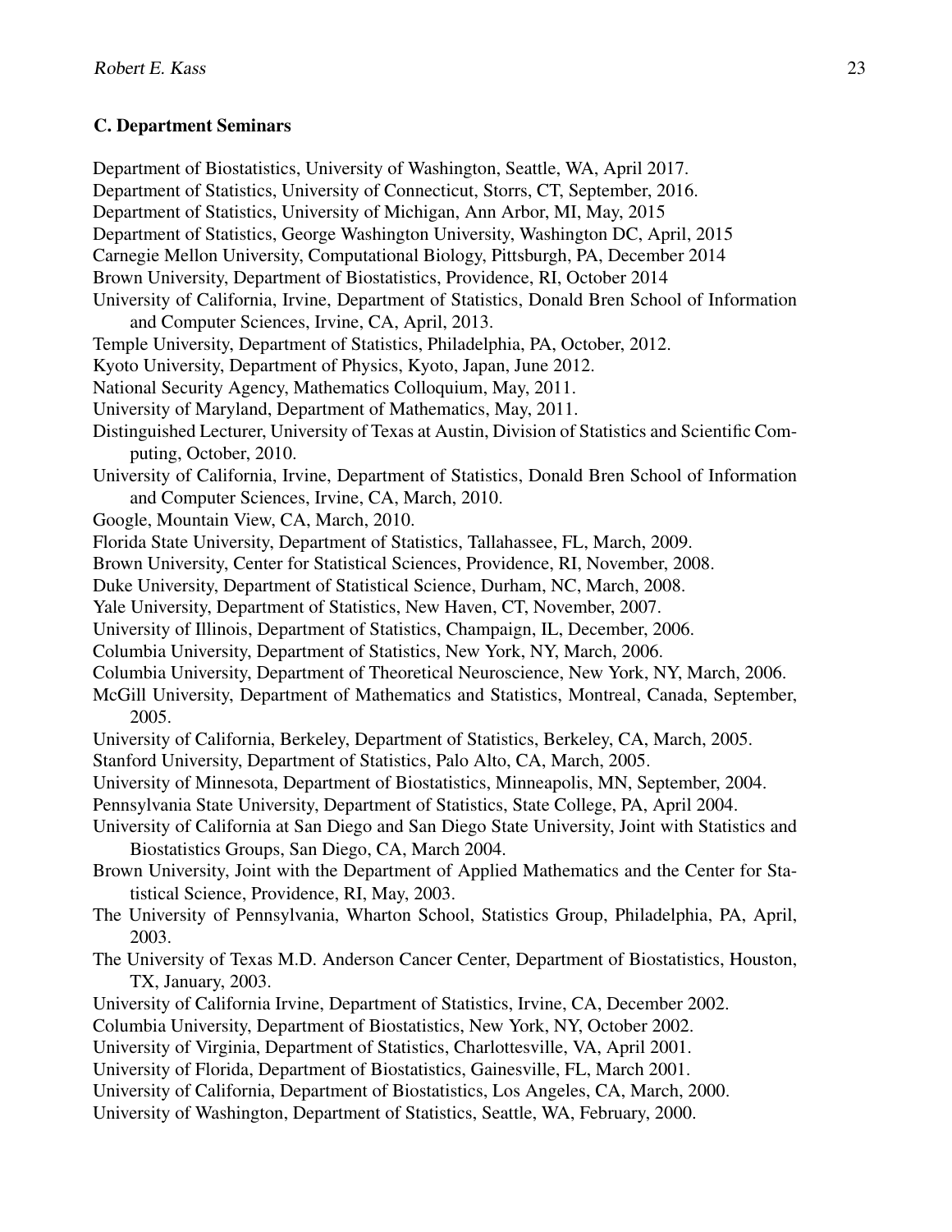### C. Department Seminars

Department of Biostatistics, University of Washington, Seattle, WA, April 2017.

Department of Statistics, University of Connecticut, Storrs, CT, September, 2016.

Department of Statistics, University of Michigan, Ann Arbor, MI, May, 2015

Department of Statistics, George Washington University, Washington DC, April, 2015

Carnegie Mellon University, Computational Biology, Pittsburgh, PA, December 2014

Brown University, Department of Biostatistics, Providence, RI, October 2014

University of California, Irvine, Department of Statistics, Donald Bren School of Information and Computer Sciences, Irvine, CA, April, 2013.

Temple University, Department of Statistics, Philadelphia, PA, October, 2012.

Kyoto University, Department of Physics, Kyoto, Japan, June 2012.

National Security Agency, Mathematics Colloquium, May, 2011.

University of Maryland, Department of Mathematics, May, 2011.

Distinguished Lecturer, University of Texas at Austin, Division of Statistics and Scientific Computing, October, 2010.

University of California, Irvine, Department of Statistics, Donald Bren School of Information and Computer Sciences, Irvine, CA, March, 2010.

Google, Mountain View, CA, March, 2010.

Florida State University, Department of Statistics, Tallahassee, FL, March, 2009.

Brown University, Center for Statistical Sciences, Providence, RI, November, 2008.

Duke University, Department of Statistical Science, Durham, NC, March, 2008.

Yale University, Department of Statistics, New Haven, CT, November, 2007.

University of Illinois, Department of Statistics, Champaign, IL, December, 2006.

Columbia University, Department of Statistics, New York, NY, March, 2006.

Columbia University, Department of Theoretical Neuroscience, New York, NY, March, 2006.

McGill University, Department of Mathematics and Statistics, Montreal, Canada, September, 2005.

University of California, Berkeley, Department of Statistics, Berkeley, CA, March, 2005.

Stanford University, Department of Statistics, Palo Alto, CA, March, 2005.

University of Minnesota, Department of Biostatistics, Minneapolis, MN, September, 2004.

Pennsylvania State University, Department of Statistics, State College, PA, April 2004.

University of California at San Diego and San Diego State University, Joint with Statistics and Biostatistics Groups, San Diego, CA, March 2004.

Brown University, Joint with the Department of Applied Mathematics and the Center for Statistical Science, Providence, RI, May, 2003.

The University of Pennsylvania, Wharton School, Statistics Group, Philadelphia, PA, April, 2003.

The University of Texas M.D. Anderson Cancer Center, Department of Biostatistics, Houston, TX, January, 2003.

University of California Irvine, Department of Statistics, Irvine, CA, December 2002.

Columbia University, Department of Biostatistics, New York, NY, October 2002.

University of Virginia, Department of Statistics, Charlottesville, VA, April 2001.

University of Florida, Department of Biostatistics, Gainesville, FL, March 2001.

University of California, Department of Biostatistics, Los Angeles, CA, March, 2000.

University of Washington, Department of Statistics, Seattle, WA, February, 2000.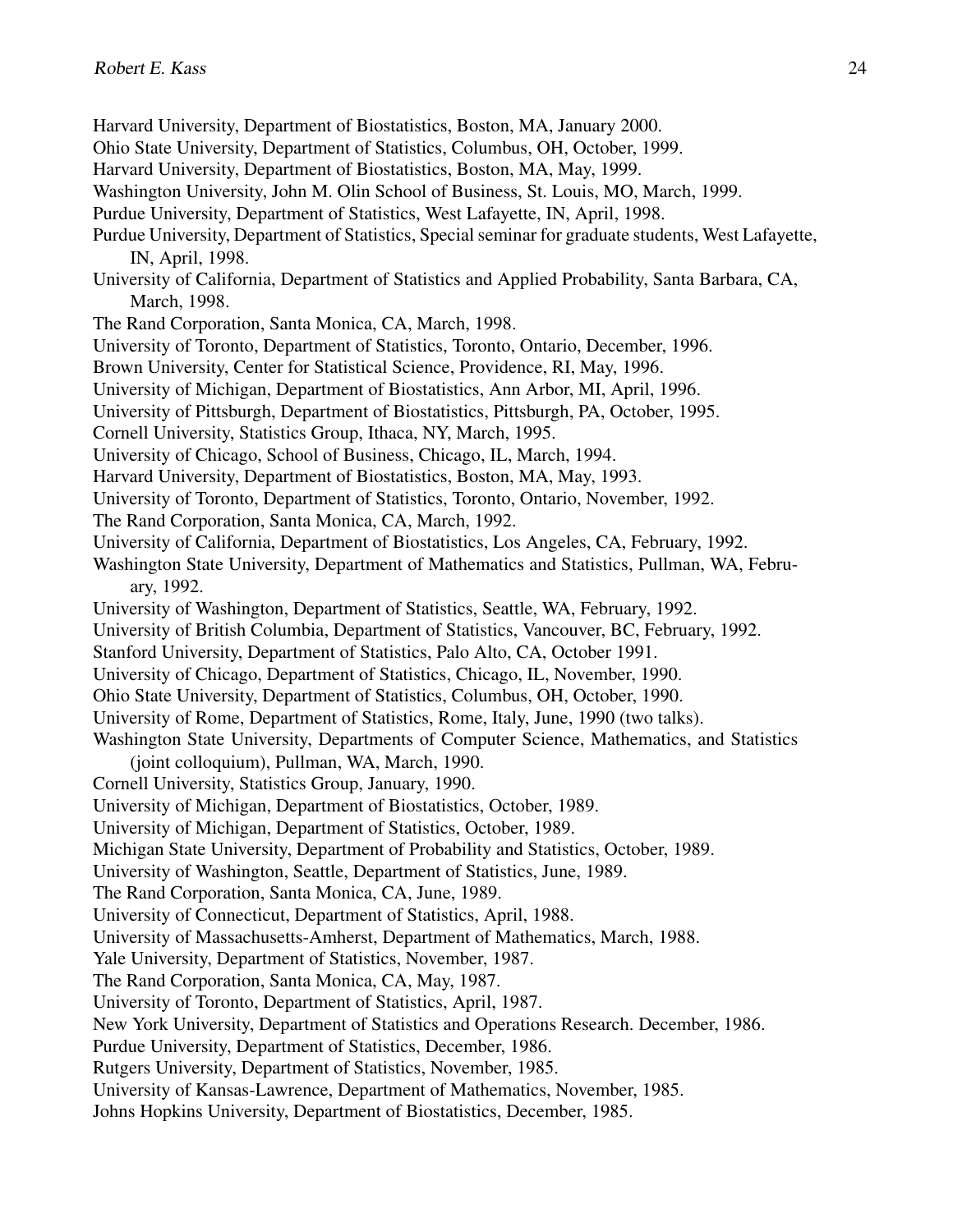Harvard University, Department of Biostatistics, Boston, MA, January 2000.
Ohio State University, Department of Statistics, Columbus, OH, October, 1999.
Harvard University, Department of Biostatistics, Boston, MA, May, 1999.
Washington University, John M. Olin School of Business, St. Louis, MO, March, 1999.
Purdue University, Department of Statistics, West Lafayette, IN, April, 1998.
Purdue University, Department of Statistics, Special seminar for graduate students, West Lafayette, IN, April, 1998.
University of California, Department of Statistics and Applied Probability, Santa Barbara, CA, March, 1998.
The Rand Corporation, Santa Monica, CA, March, 1998.
University of Toronto, Department of Statistics, Toronto, Ontario, December, 1996.
Brown University, Center for Statistical Science, Providence, RI, May, 1996.
University of Michigan, Department of Biostatistics, Ann Arbor, MI, April, 1996.
University of Pittsburgh, Department of Biostatistics, Pittsburgh, PA, October, 1995.
Cornell University, Statistics Group, Ithaca, NY, March, 1995.
University of Chicago, School of Business, Chicago, IL, March, 1994.
Harvard University, Department of Biostatistics, Boston, MA, May, 1993.
University of Toronto, Department of Statistics, Toronto, Ontario, November, 1992.
The Rand Corporation, Santa Monica, CA, March, 1992.
University of California, Department of Biostatistics, Los Angeles, CA, February, 1992.
Washington State University, Department of Mathematics and Statistics, Pullman, WA, February, 1992.
University of Washington, Department of Statistics, Seattle, WA, February, 1992.
University of British Columbia, Department of Statistics, Vancouver, BC, February, 1992.
Stanford University, Department of Statistics, Palo Alto, CA, October 1991.
University of Chicago, Department of Statistics, Chicago, IL, November, 1990.
Ohio State University, Department of Statistics, Columbus, OH, October, 1990.
University of Rome, Department of Statistics, Rome, Italy, June, 1990 (two talks).
Washington State University, Departments of Computer Science, Mathematics, and Statistics (joint colloquium), Pullman, WA, March, 1990.
Cornell University, Statistics Group, January, 1990.
University of Michigan, Department of Biostatistics, October, 1989.
University of Michigan, Department of Statistics, October, 1989.
Michigan State University, Department of Probability and Statistics, October, 1989.
University of Washington, Seattle, Department of Statistics, June, 1989.
The Rand Corporation, Santa Monica, CA, June, 1989.
University of Connecticut, Department of Statistics, April, 1988.
University of Massachusetts-Amherst, Department of Mathematics, March, 1988.
Yale University, Department of Statistics, November, 1987.
The Rand Corporation, Santa Monica, CA, May, 1987.
University of Toronto, Department of Statistics, April, 1987.
New York University, Department of Statistics and Operations Research. December, 1986.
Purdue University, Department of Statistics, December, 1986.
Rutgers University, Department of Statistics, November, 1985.
University of Kansas-Lawrence, Department of Mathematics, November, 1985.
Johns Hopkins University, Department of Biostatistics, December, 1985.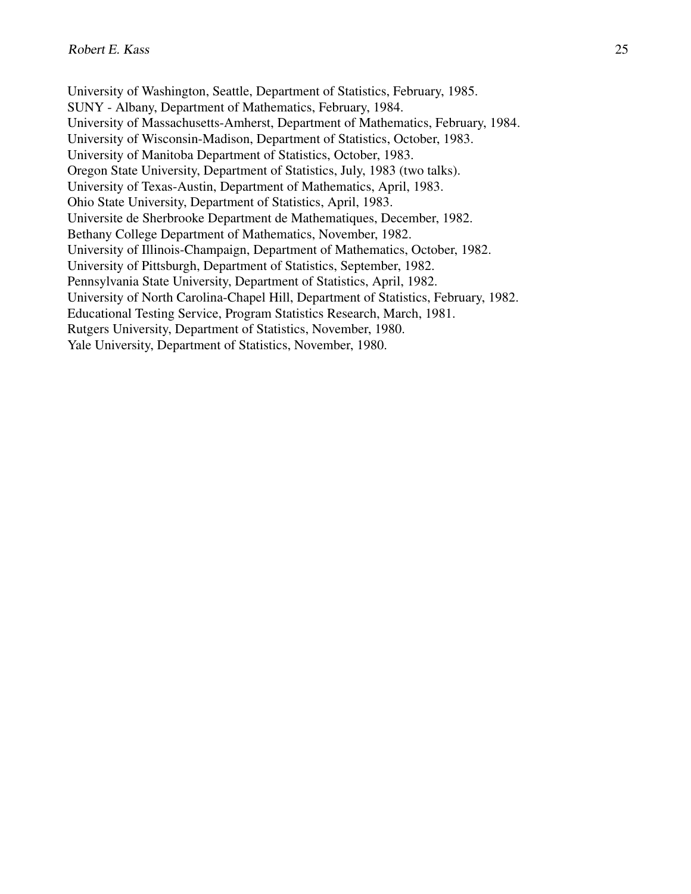University of Washington, Seattle, Department of Statistics, February, 1985.
SUNY - Albany, Department of Mathematics, February, 1984.
University of Massachusetts-Amherst, Department of Mathematics, February, 1984.
University of Wisconsin-Madison, Department of Statistics, October, 1983.
University of Manitoba Department of Statistics, October, 1983.
Oregon State University, Department of Statistics, July, 1983 (two talks).
University of Texas-Austin, Department of Mathematics, April, 1983.
Ohio State University, Department of Statistics, April, 1983.
Universite de Sherbrooke Department de Mathematiques, December, 1982.
Bethany College Department of Mathematics, November, 1982.
University of Illinois-Champaign, Department of Mathematics, October, 1982.
University of Pittsburgh, Department of Statistics, September, 1982.
Pennsylvania State University, Department of Statistics, April, 1982.
University of North Carolina-Chapel Hill, Department of Statistics, February, 1982.
Educational Testing Service, Program Statistics Research, March, 1981.
Rutgers University, Department of Statistics, November, 1980.
Yale University, Department of Statistics, November, 1980.